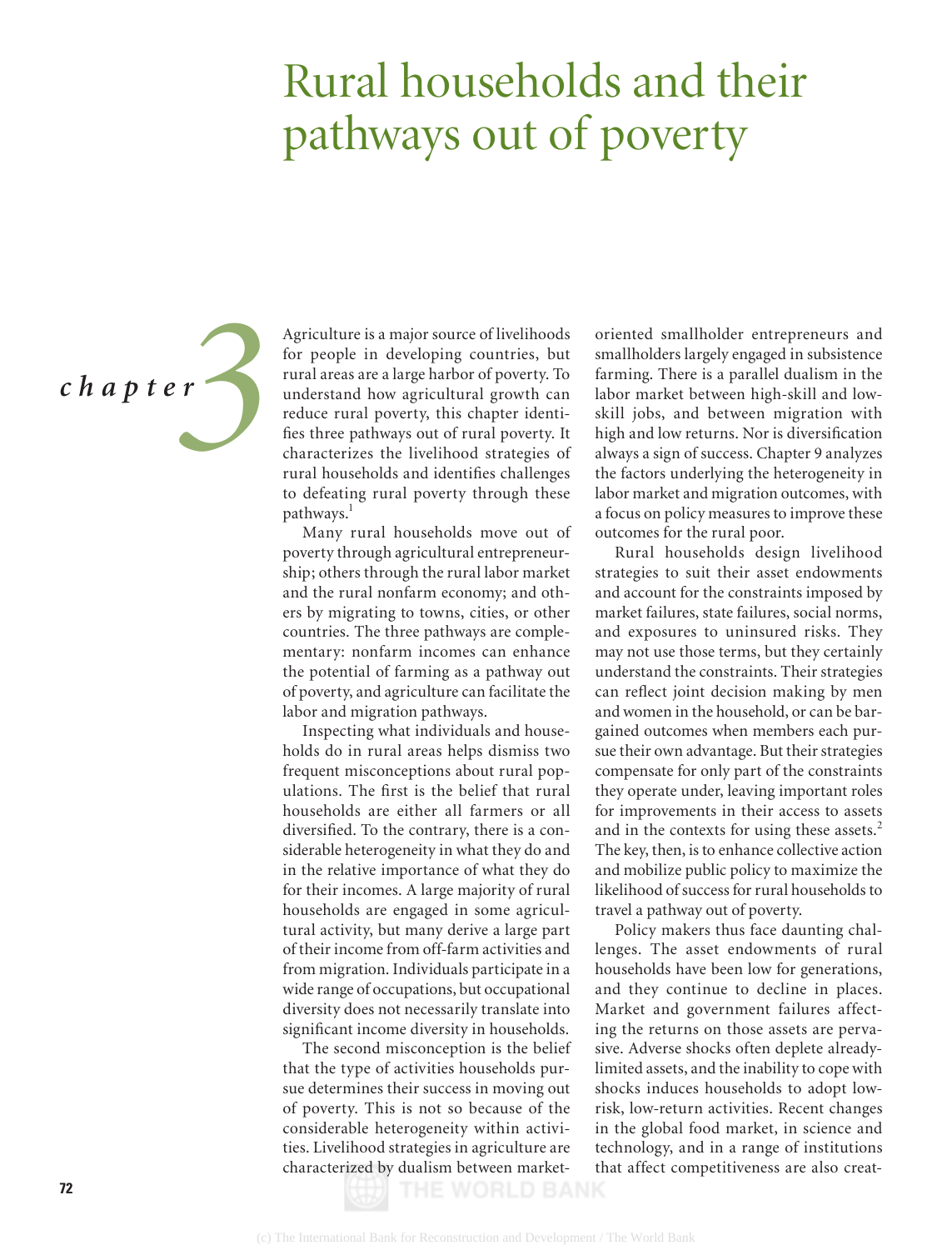# Rural households and their pathways out of poverty

*chapter* 3

Agriculture is a major source of livelihoods for people in developing countries, but rural areas are a large harbor of poverty. To understand how agricultural growth can reduce rural poverty, this chapter identifies three pathways out of rural poverty. It characterizes the livelihood strategies of rural households and identifies challenges to defeating rural poverty through these pathways.[1]

Many rural households move out of poverty through agricultural entrepreneurship; others through the rural labor market and the rural nonfarm economy; and others by migrating to towns, cities, or other countries. The three pathways are complementary: nonfarm incomes can enhance the potential of farming as a pathway out of poverty, and agriculture can facilitate the labor and migration pathways.

Inspecting what individuals and households do in rural areas helps dismiss two frequent misconceptions about rural populations. The first is the belief that rural households are either all farmers or all diversified. To the contrary, there is a considerable heterogeneity in what they do and in the relative importance of what they do for their incomes. A large majority of rural households are engaged in some agricultural activity, but many derive a large part of their income from off-farm activities and from migration. Individuals participate in a wide range of occupations, but occupational diversity does not necessarily translate into significant income diversity in households.

The second misconception is the belief that the type of activities households pursue determines their success in moving out of poverty. This is not so because of the considerable heterogeneity within activities. Livelihood strategies in agriculture are characterized by dualism between market-oriented smallholder entrepreneurs and smallholders largely engaged in subsistence farming. There is a parallel dualism in the labor market between high-skill and low-skill jobs, and between migration with high and low returns. Nor is diversification always a sign of success. Chapter 9 analyzes the factors underlying the heterogeneity in labor market and migration outcomes, with a focus on policy measures to improve these outcomes for the rural poor.

Rural households design livelihood strategies to suit their asset endowments and account for the constraints imposed by market failures, state failures, social norms, and exposures to uninsured risks. They may not use those terms, but they certainly understand the constraints. Their strategies can reflect joint decision making by men and women in the household, or can be bargained outcomes when members each pursue their own advantage. But their strategies compensate for only part of the constraints they operate under, leaving important roles for improvements in their access to assets and in the contexts for using these assets.[2] The key, then, is to enhance collective action and mobilize public policy to maximize the likelihood of success for rural households to travel a pathway out of poverty.

Policy makers thus face daunting challenges. The asset endowments of rural households have been low for generations, and they continue to decline in places. Market and government failures affecting the returns on those assets are pervasive. Adverse shocks often deplete already-limited assets, and the inability to cope with shocks induces households to adopt low-risk, low-return activities. Recent changes in the global food market, in science and technology, and in a range of institutions that affect competitiveness are also creat-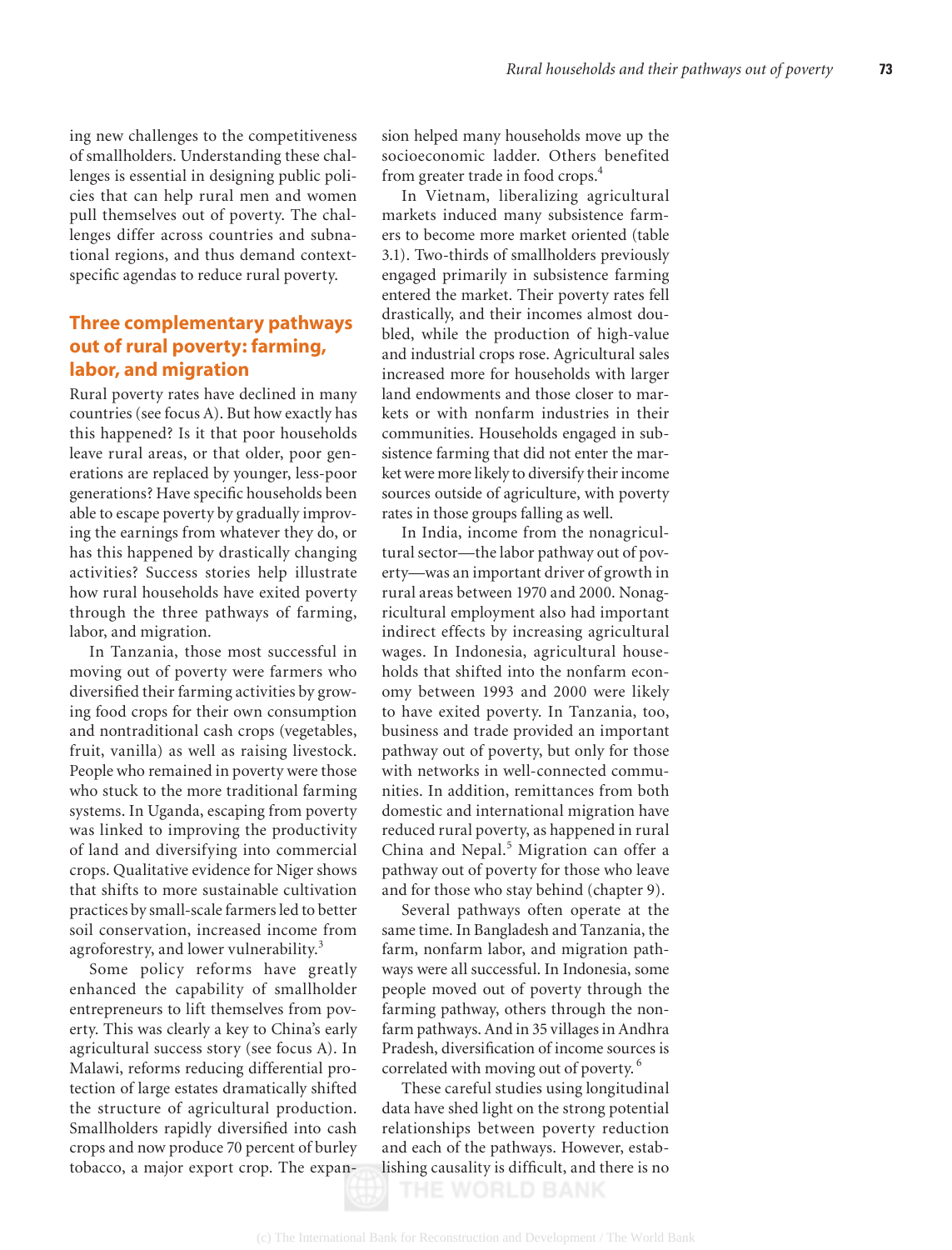ing new challenges to the competitiveness of smallholders. Understanding these challenges is essential in designing public policies that can help rural men and women pull themselves out of poverty. The challenges differ across countries and subnational regions, and thus demand context-specific agendas to reduce rural poverty.

## Three complementary pathways out of rural poverty: farming, labor, and migration

Rural poverty rates have declined in many countries (see focus A). But how exactly has this happened? Is it that poor households leave rural areas, or that older, poor generations are replaced by younger, less-poor generations? Have specific households been able to escape poverty by gradually improving the earnings from whatever they do, or has this happened by drastically changing activities? Success stories help illustrate how rural households have exited poverty through the three pathways of farming, labor, and migration.

In Tanzania, those most successful in moving out of poverty were farmers who diversified their farming activities by growing food crops for their own consumption and nontraditional cash crops (vegetables, fruit, vanilla) as well as raising livestock. People who remained in poverty were those who stuck to the more traditional farming systems. In Uganda, escaping from poverty was linked to improving the productivity of land and diversifying into commercial crops. Qualitative evidence for Niger shows that shifts to more sustainable cultivation practices by small-scale farmers led to better soil conservation, increased income from agroforestry, and lower vulnerability.[3]

Some policy reforms have greatly enhanced the capability of smallholder entrepreneurs to lift themselves from poverty. This was clearly a key to China's early agricultural success story (see focus A). In Malawi, reforms reducing differential protection of large estates dramatically shifted the structure of agricultural production. Smallholders rapidly diversified into cash crops and now produce 70 percent of burley tobacco, a major export crop. The expansion helped many households move up the socioeconomic ladder. Others benefited from greater trade in food crops.[4]

In Vietnam, liberalizing agricultural markets induced many subsistence farmers to become more market oriented (table 3.1). Two-thirds of smallholders previously engaged primarily in subsistence farming entered the market. Their poverty rates fell drastically, and their incomes almost doubled, while the production of high-value and industrial crops rose. Agricultural sales increased more for households with larger land endowments and those closer to markets or with nonfarm industries in their communities. Households engaged in subsistence farming that did not enter the market were more likely to diversify their income sources outside of agriculture, with poverty rates in those groups falling as well.

In India, income from the nonagricultural sector—the labor pathway out of poverty—was an important driver of growth in rural areas between 1970 and 2000. Nonagricultural employment also had important indirect effects by increasing agricultural wages. In Indonesia, agricultural households that shifted into the nonfarm economy between 1993 and 2000 were likely to have exited poverty. In Tanzania, too, business and trade provided an important pathway out of poverty, but only for those with networks in well-connected communities. In addition, remittances from both domestic and international migration have reduced rural poverty, as happened in rural China and Nepal.[5] Migration can offer a pathway out of poverty for those who leave and for those who stay behind (chapter 9).

Several pathways often operate at the same time. In Bangladesh and Tanzania, the farm, nonfarm labor, and migration pathways were all successful. In Indonesia, some people moved out of poverty through the farming pathway, others through the nonfarm pathways. And in 35 villages in Andhra Pradesh, diversification of income sources is correlated with moving out of poverty.[6]

These careful studies using longitudinal data have shed light on the strong potential relationships between poverty reduction and each of the pathways. However, establishing causality is difficult, and there is no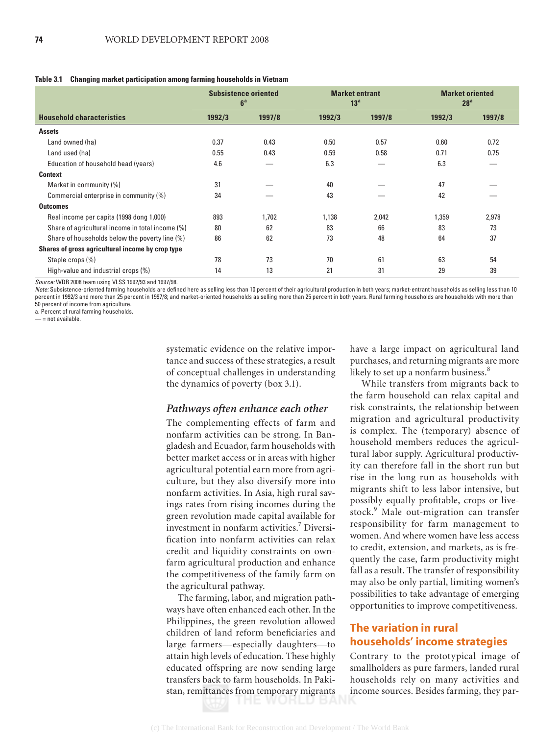**Table 3.1 Changing market participation among farming households in Vietnam**

| Household characteristics | Subsistence oriented 6[a] | | Market entrant 13[a] | | Market oriented 28[a] | |
|---|---|---|---|---|---|---|
| | 1992/3 | 1997/8 | 1992/3 | 1997/8 | 1992/3 | 1997/8 |
| **Assets** | | | | | | |
| Land owned (ha) | 0.37 | 0.43 | 0.50 | 0.57 | 0.60 | 0.72 |
| Land used (ha) | 0.55 | 0.43 | 0.59 | 0.58 | 0.71 | 0.75 |
| Education of household head (years) | 4.6 | — | 6.3 | — | 6.3 | — |
| **Context** | | | | | | |
| Market in community (%) | 31 | — | 40 | — | 47 | — |
| Commercial enterprise in community (%) | 34 | — | 43 | — | 42 | — |
| **Outcomes** | | | | | | |
| Real income per capita (1998 dong 1,000) | 893 | 1,702 | 1,138 | 2,042 | 1,359 | 2,978 |
| Share of agricultural income in total income (%) | 80 | 62 | 83 | 66 | 83 | 73 |
| Share of households below the poverty line (%) | 86 | 62 | 73 | 48 | 64 | 37 |
| **Shares of gross agricultural income by crop type** | | | | | | |
| Staple crops (%) | 78 | 73 | 70 | 61 | 63 | 54 |
| High-value and industrial crops (%) | 14 | 13 | 21 | 31 | 29 | 39 |

*Source:* WDR 2008 team using VLSS 1992/93 and 1997/98.

*Note:* Subsistence-oriented farming households are defined here as selling less than 10 percent of their agricultural production in both years; market-entrant households as selling less than 10 percent in 1992/3 and more than 25 percent in 1997/8; and market-oriented households as selling more than 25 percent in both years. Rural farming households are households with more than 50 percent of income from agriculture.

a. Percent of rural farming households.

— = not available.

systematic evidence on the relative importance and success of these strategies, a result of conceptual challenges in understanding the dynamics of poverty (box 3.1).

### *Pathways often enhance each other*

The complementing effects of farm and nonfarm activities can be strong. In Bangladesh and Ecuador, farm households with better market access or in areas with higher agricultural potential earn more from agriculture, but they also diversify more into nonfarm activities. In Asia, high rural savings rates from rising incomes during the green revolution made capital available for investment in nonfarm activities.[7] Diversification into nonfarm activities can relax credit and liquidity constraints on own-farm agricultural production and enhance the competitiveness of the family farm on the agricultural pathway.

The farming, labor, and migration pathways have often enhanced each other. In the Philippines, the green revolution allowed children of land reform beneficiaries and large farmers—especially daughters—to attain high levels of education. These highly educated offspring are now sending large transfers back to farm households. In Pakistan, remittances from temporary migrants have a large impact on agricultural land purchases, and returning migrants are more likely to set up a nonfarm business.[8]

While transfers from migrants back to the farm household can relax capital and risk constraints, the relationship between migration and agricultural productivity is complex. The (temporary) absence of household members reduces the agricultural labor supply. Agricultural productivity can therefore fall in the short run but rise in the long run as households with migrants shift to less labor intensive, but possibly equally profitable, crops or livestock.[9] Male out-migration can transfer responsibility for farm management to women. And where women have less access to credit, extension, and markets, as is frequently the case, farm productivity might fall as a result. The transfer of responsibility may also be only partial, limiting women's possibilities to take advantage of emerging opportunities to improve competitiveness.

## The variation in rural households' income strategies

Contrary to the prototypical image of smallholders as pure farmers, landed rural households rely on many activities and income sources. Besides farming, they par-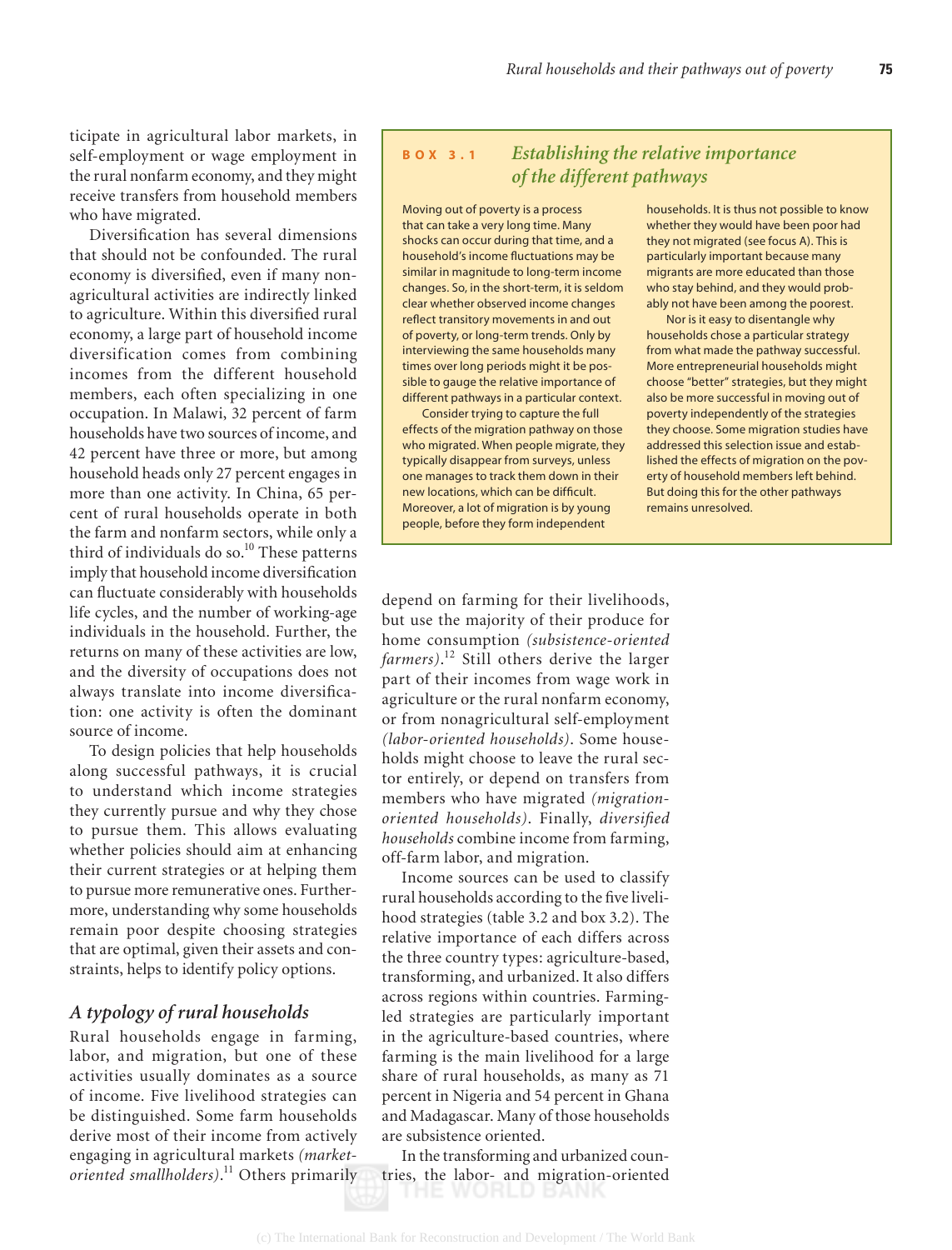ticipate in agricultural labor markets, in self-employment or wage employment in the rural nonfarm economy, and they might receive transfers from household members who have migrated.

Diversification has several dimensions that should not be confounded. The rural economy is diversified, even if many nonagricultural activities are indirectly linked to agriculture. Within this diversified rural economy, a large part of household income diversification comes from combining incomes from the different household members, each often specializing in one occupation. In Malawi, 32 percent of farm households have two sources of income, and 42 percent have three or more, but among household heads only 27 percent engages in more than one activity. In China, 65 percent of rural households operate in both the farm and nonfarm sectors, while only a third of individuals do so.[10] These patterns imply that household income diversification can fluctuate considerably with households life cycles, and the number of working-age individuals in the household. Further, the returns on many of these activities are low, and the diversity of occupations does not always translate into income diversification: one activity is often the dominant source of income.

To design policies that help households along successful pathways, it is crucial to understand which income strategies they currently pursue and why they chose to pursue them. This allows evaluating whether policies should aim at enhancing their current strategies or at helping them to pursue more remunerative ones. Furthermore, understanding why some households remain poor despite choosing strategies that are optimal, given their assets and constraints, helps to identify policy options.

> **BOX 3.1 Establishing the relative importance of the different pathways**
>
> Moving out of poverty is a process that can take a very long time. Many shocks can occur during that time, and a household's income fluctuations may be similar in magnitude to long-term income changes. So, in the short-term, it is seldom clear whether observed income changes reflect transitory movements in and out of poverty, or long-term trends. Only by interviewing the same households many times over long periods might it be possible to gauge the relative importance of different pathways in a particular context.
>
> Consider trying to capture the full effects of the migration pathway on those who migrated. When people migrate, they typically disappear from surveys, unless one manages to track them down in their new locations, which can be difficult. Moreover, a lot of migration is by young people, before they form independent households. It is thus not possible to know whether they would have been poor had they not migrated (see focus A). This is particularly important because many migrants are more educated than those who stay behind, and they would probably not have been among the poorest.
>
> Nor is it easy to disentangle why households chose a particular strategy from what made the pathway successful. More entrepreneurial households might choose "better" strategies, but they might also be more successful in moving out of poverty independently of the strategies they choose. Some migration studies have addressed this selection issue and established the effects of migration on the poverty of household members left behind. But doing this for the other pathways remains unresolved.

## *A typology of rural households*

Rural households engage in farming, labor, and migration, but one of these activities usually dominates as a source of income. Five livelihood strategies can be distinguished. Some farm households derive most of their income from actively engaging in agricultural markets *(market-oriented smallholders)*.[11] Others primarily depend on farming for their livelihoods, but use the majority of their produce for home consumption *(subsistence-oriented farmers)*.[12] Still others derive the larger part of their incomes from wage work in agriculture or the rural nonfarm economy, or from nonagricultural self-employment *(labor-oriented households)*. Some households might choose to leave the rural sector entirely, or depend on transfers from members who have migrated *(migration-oriented households)*. Finally, *diversified households* combine income from farming, off-farm labor, and migration.

Income sources can be used to classify rural households according to the five livelihood strategies (table 3.2 and box 3.2). The relative importance of each differs across the three country types: agriculture-based, transforming, and urbanized. It also differs across regions within countries. Farming-led strategies are particularly important in the agriculture-based countries, where farming is the main livelihood for a large share of rural households, as many as 71 percent in Nigeria and 54 percent in Ghana and Madagascar. Many of those households are subsistence oriented.

In the transforming and urbanized countries, the labor- and migration-oriented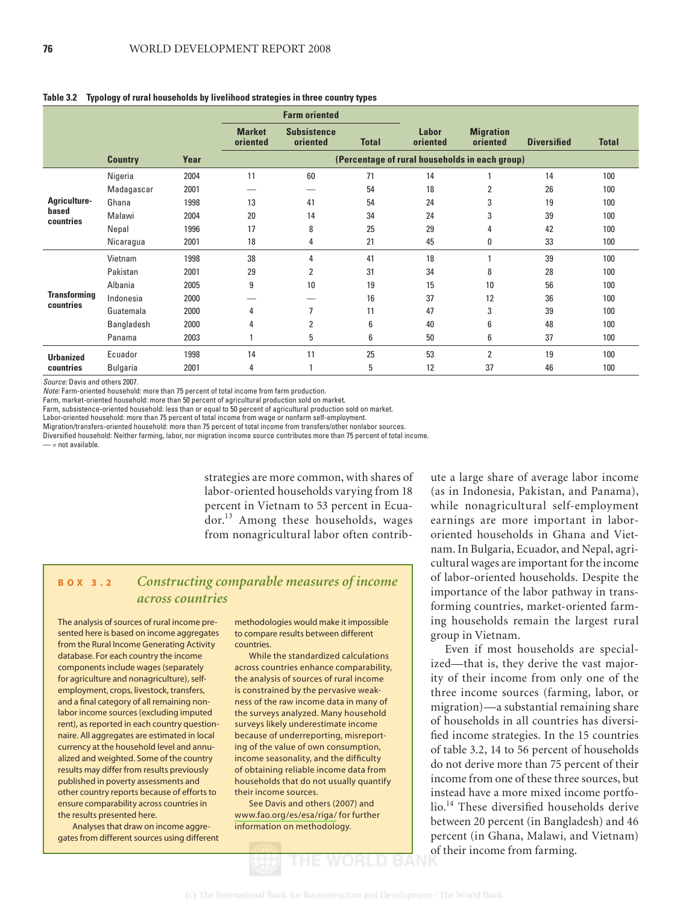**Table 3.2 Typology of rural households by livelihood strategies in three country types**

| | | | Farm oriented | | | | | | |
|---|---|---|---|---|---|---|---|---|---|
| | | | Market oriented | Subsistence oriented | Total | Labor oriented | Migration oriented | Diversified | Total |
| | Country | Year | (Percentage of rural households in each group) | | | | | | |
| Agriculture-based countries | Nigeria | 2004 | 11 | 60 | 71 | 14 | 1 | 14 | 100 |
| | Madagascar | 2001 | — | — | 54 | 18 | 2 | 26 | 100 |
| | Ghana | 1998 | 13 | 41 | 54 | 24 | 3 | 19 | 100 |
| | Malawi | 2004 | 20 | 14 | 34 | 24 | 3 | 39 | 100 |
| | Nepal | 1996 | 17 | 8 | 25 | 29 | 4 | 42 | 100 |
| | Nicaragua | 2001 | 18 | 4 | 21 | 45 | 0 | 33 | 100 |
| Transforming countries | Vietnam | 1998 | 38 | 4 | 41 | 18 | 1 | 39 | 100 |
| | Pakistan | 2001 | 29 | 2 | 31 | 34 | 8 | 28 | 100 |
| | Albania | 2005 | 9 | 10 | 19 | 15 | 10 | 56 | 100 |
| | Indonesia | 2000 | — | — | 16 | 37 | 12 | 36 | 100 |
| | Guatemala | 2000 | 4 | 7 | 11 | 47 | 3 | 39 | 100 |
| | Bangladesh | 2000 | 4 | 2 | 6 | 40 | 6 | 48 | 100 |
| | Panama | 2003 | 1 | 5 | 6 | 50 | 6 | 37 | 100 |
| Urbanized countries | Ecuador | 1998 | 14 | 11 | 25 | 53 | 2 | 19 | 100 |
| | Bulgaria | 2001 | 4 | 1 | 5 | 12 | 37 | 46 | 100 |

*Source:* Davis and others 2007.
*Note:* Farm-oriented household: more than 75 percent of total income from farm production.
Farm, market-oriented household: more than 50 percent of agricultural production sold on market.
Farm, subsistence-oriented household: less than or equal to 50 percent of agricultural production sold on market.
Labor-oriented household: more than 75 percent of total income from wage or nonfarm self-employment.
Migration/transfers-oriented household: more than 75 percent of total income from transfers/other nonlabor sources.
Diversified household: Neither farming, labor, nor migration income source contributes more than 75 percent of total income.
— = not available.

strategies are more common, with shares of labor-oriented households varying from 18 percent in Vietnam to 53 percent in Ecuador.[13] Among these households, wages from nonagricultural labor often contribute a large share of average labor income (as in Indonesia, Pakistan, and Panama), while nonagricultural self-employment earnings are more important in labor-oriented households in Ghana and Vietnam. In Bulgaria, Ecuador, and Nepal, agricultural wages are important for the income of labor-oriented households. Despite the importance of the labor pathway in transforming countries, market-oriented farming households remain the largest rural group in Vietnam.

Even if most households are specialized—that is, they derive the vast majority of their income from only one of the three income sources (farming, labor, or migration)—a substantial remaining share of households in all countries has diversified income strategies. In the 15 countries of table 3.2, 14 to 56 percent of households do not derive more than 75 percent of their income from one of these three sources, but instead have a more mixed income portfolio.[14] These diversified households derive between 20 percent (in Bangladesh) and 46 percent (in Ghana, Malawi, and Vietnam) of their income from farming.

## BOX 3.2 *Constructing comparable measures of income across countries*

The analysis of sources of rural income presented here is based on income aggregates from the Rural Income Generating Activity database. For each country the income components include wages (separately for agriculture and nonagriculture), self-employment, crops, livestock, transfers, and a final category of all remaining non-labor income sources (excluding imputed rent), as reported in each country questionnaire. All aggregates are estimated in local currency at the household level and annualized and weighted. Some of the country results may differ from results previously published in poverty assessments and other country reports because of efforts to ensure comparability across countries in the results presented here.

Analyses that draw on income aggregates from different sources using different methodologies would make it impossible to compare results between different countries.

While the standardized calculations across countries enhance comparability, the analysis of sources of rural income is constrained by the pervasive weakness of the raw income data in many of the surveys analyzed. Many household surveys likely underestimate income because of underreporting, misreporting of the value of own consumption, income seasonality, and the difficulty of obtaining reliable income data from households that do not usually quantify their income sources.

See Davis and others (2007) and www.fao.org/es/esa/riga/ for further information on methodology.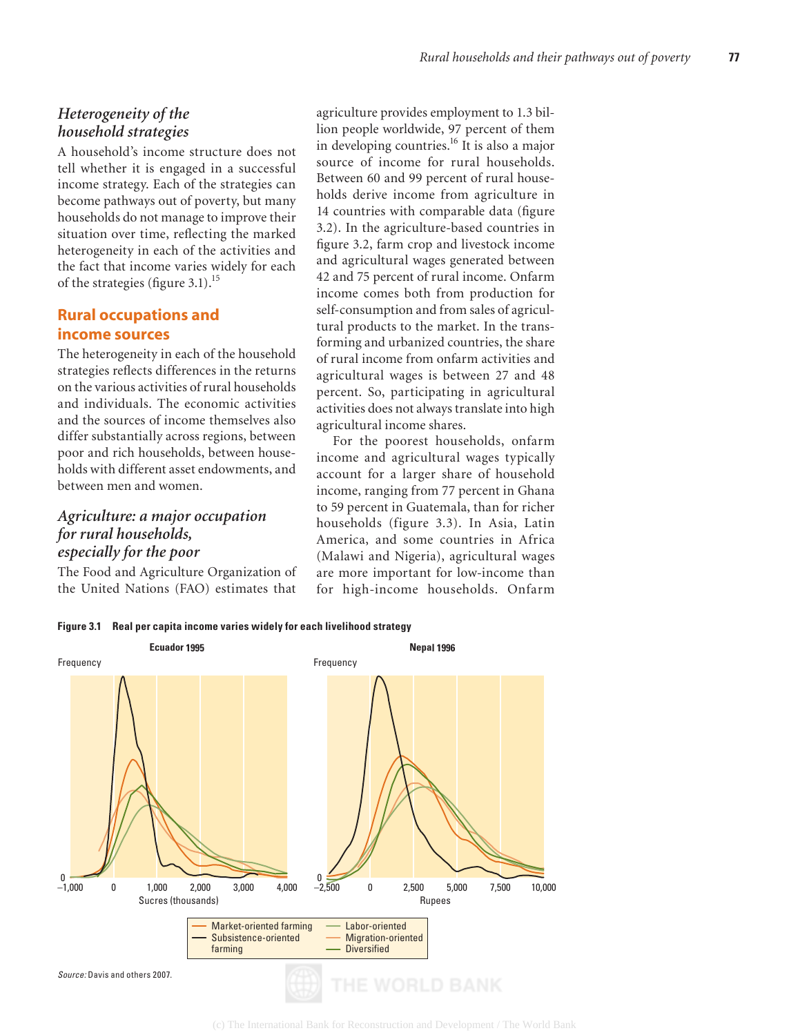### *Heterogeneity of the household strategies*

A household's income structure does not tell whether it is engaged in a successful income strategy. Each of the strategies can become pathways out of poverty, but many households do not manage to improve their situation over time, reflecting the marked heterogeneity in each of the activities and the fact that income varies widely for each of the strategies (figure 3.1).[15]

## Rural occupations and income sources

The heterogeneity in each of the household strategies reflects differences in the returns on the various activities of rural households and individuals. The economic activities and the sources of income themselves also differ substantially across regions, between poor and rich households, between households with different asset endowments, and between men and women.

### *Agriculture: a major occupation for rural households, especially for the poor*

The Food and Agriculture Organization of the United Nations (FAO) estimates that agriculture provides employment to 1.3 billion people worldwide, 97 percent of them in developing countries.[16] It is also a major source of income for rural households. Between 60 and 99 percent of rural households derive income from agriculture in 14 countries with comparable data (figure 3.2). In the agriculture-based countries in figure 3.2, farm crop and livestock income and agricultural wages generated between 42 and 75 percent of rural income. Onfarm income comes both from production for self-consumption and from sales of agricultural products to the market. In the transforming and urbanized countries, the share of rural income from onfarm activities and agricultural wages is between 27 and 48 percent. So, participating in agricultural activities does not always translate into high agricultural income shares.

For the poorest households, onfarm income and agricultural wages typically account for a larger share of household income, ranging from 77 percent in Ghana to 59 percent in Guatemala, than for richer households (figure 3.3). In Asia, Latin America, and some countries in Africa (Malawi and Nigeria), agricultural wages are more important for low-income than for high-income households. Onfarm

**Figure 3.1 Real per capita income varies widely for each livelihood strategy**

*Source:* Davis and others 2007.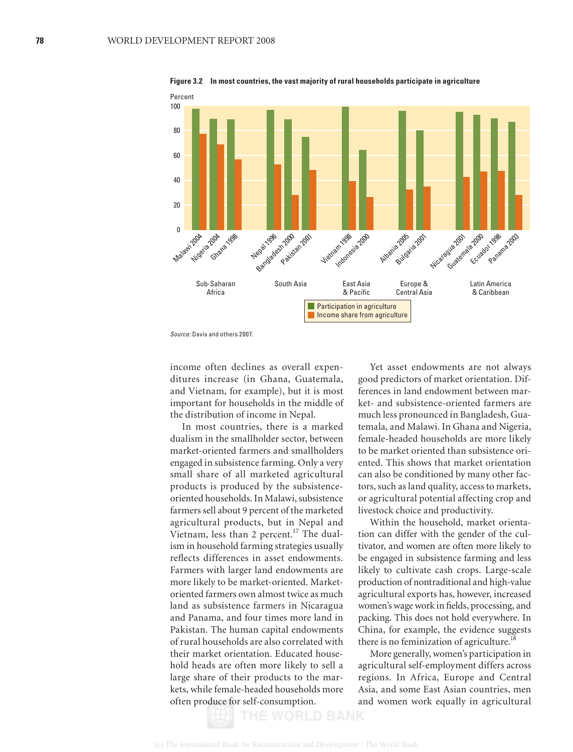**Figure 3.2 In most countries, the vast majority of rural households participate in agriculture**

Percent

100
80
60
40
20
0

Malawi 2004
Nigeria 2004
Ghana 1998
Nepal 1996
Bangladesh 2000
Pakistan 2001
Vietnam 1998
Indonesia 2000
Albania 2005
Bulgaria 2001
Nicaragua 2001
Guatemala 2000
Ecuador 1998
Panama 2003

Sub-Saharan Africa
South Asia
East Asia & Pacific
Europe & Central Asia
Latin America & Caribbean

Participation in agriculture
Income share from agriculture

*Source:* Davis and others 2007.

income often declines as overall expenditures increase (in Ghana, Guatemala, and Vietnam, for example), but it is most important for households in the middle of the distribution of income in Nepal.

In most countries, there is a marked dualism in the smallholder sector, between market-oriented farmers and smallholders engaged in subsistence farming. Only a very small share of all marketed agricultural products is produced by the subsistence-oriented households. In Malawi, subsistence farmers sell about 9 percent of the marketed agricultural products, but in Nepal and Vietnam, less than 2 percent.[17] The dualism in household farming strategies usually reflects differences in asset endowments. Farmers with larger land endowments are more likely to be market-oriented. Market-oriented farmers own almost twice as much land as subsistence farmers in Nicaragua and Panama, and four times more land in Pakistan. The human capital endowments of rural households are also correlated with their market orientation. Educated household heads are often more likely to sell a large share of their products to the markets, while female-headed households more often produce for self-consumption.

Yet asset endowments are not always good predictors of market orientation. Differences in land endowment between market- and subsistence-oriented farmers are much less pronounced in Bangladesh, Guatemala, and Malawi. In Ghana and Nigeria, female-headed households are more likely to be market oriented than subsistence oriented. This shows that market orientation can also be conditioned by many other factors, such as land quality, access to markets, or agricultural potential affecting crop and livestock choice and productivity.

Within the household, market orientation can differ with the gender of the cultivator, and women are often more likely to be engaged in subsistence farming and less likely to cultivate cash crops. Large-scale production of nontraditional and high-value agricultural exports has, however, increased women's wage work in fields, processing, and packing. This does not hold everywhere. In China, for example, the evidence suggests there is no feminization of agriculture.[18]

More generally, women's participation in agricultural self-employment differs across regions. In Africa, Europe and Central Asia, and some East Asian countries, men and women work equally in agricultural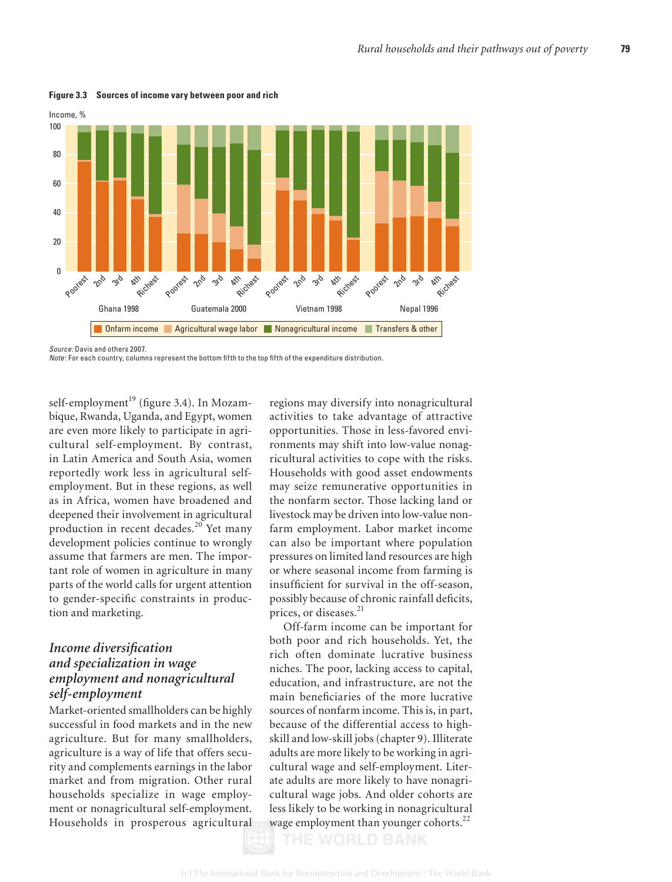**Figure 3.3 Sources of income vary between poor and rich**

Income, %

100
80
60
40
20
0

Poorest 2nd 3rd 4th Richest
Ghana 1998

Poorest 2nd 3rd 4th Richest
Guatemala 2000

Poorest 2nd 3rd 4th Richest
Vietnam 1998

Poorest 2nd 3rd 4th Richest
Nepal 1996

Onfarm income | Agricultural wage labor | Nonagricultural income | Transfers & other

*Source:* Davis and others 2007.
*Note:* For each country, columns represent the bottom fifth to the top fifth of the expenditure distribution.

self-employment[19] (figure 3.4). In Mozambique, Rwanda, Uganda, and Egypt, women are even more likely to participate in agricultural self-employment. By contrast, in Latin America and South Asia, women reportedly work less in agricultural self-employment. But in these regions, as well as in Africa, women have broadened and deepened their involvement in agricultural production in recent decades.[20] Yet many development policies continue to wrongly assume that farmers are men. The important role of women in agriculture in many parts of the world calls for urgent attention to gender-specific constraints in production and marketing.

### *Income diversification and specialization in wage employment and nonagricultural self-employment*

Market-oriented smallholders can be highly successful in food markets and in the new agriculture. But for many smallholders, agriculture is a way of life that offers security and complements earnings in the labor market and from migration. Other rural households specialize in wage employment or nonagricultural self-employment. Households in prosperous agricultural regions may diversify into nonagricultural activities to take advantage of attractive opportunities. Those in less-favored environments may shift into low-value nonagricultural activities to cope with the risks. Households with good asset endowments may seize remunerative opportunities in the nonfarm sector. Those lacking land or livestock may be driven into low-value nonfarm employment. Labor market income can also be important where population pressures on limited land resources are high or where seasonal income from farming is insufficient for survival in the off-season, possibly because of chronic rainfall deficits, prices, or diseases.[21]

Off-farm income can be important for both poor and rich households. Yet, the rich often dominate lucrative business niches. The poor, lacking access to capital, education, and infrastructure, are not the main beneficiaries of the more lucrative sources of nonfarm income. This is, in part, because of the differential access to high-skill and low-skill jobs (chapter 9). Illiterate adults are more likely to be working in agricultural wage and self-employment. Literate adults are more likely to have nonagricultural wage jobs. And older cohorts are less likely to be working in nonagricultural wage employment than younger cohorts.[22]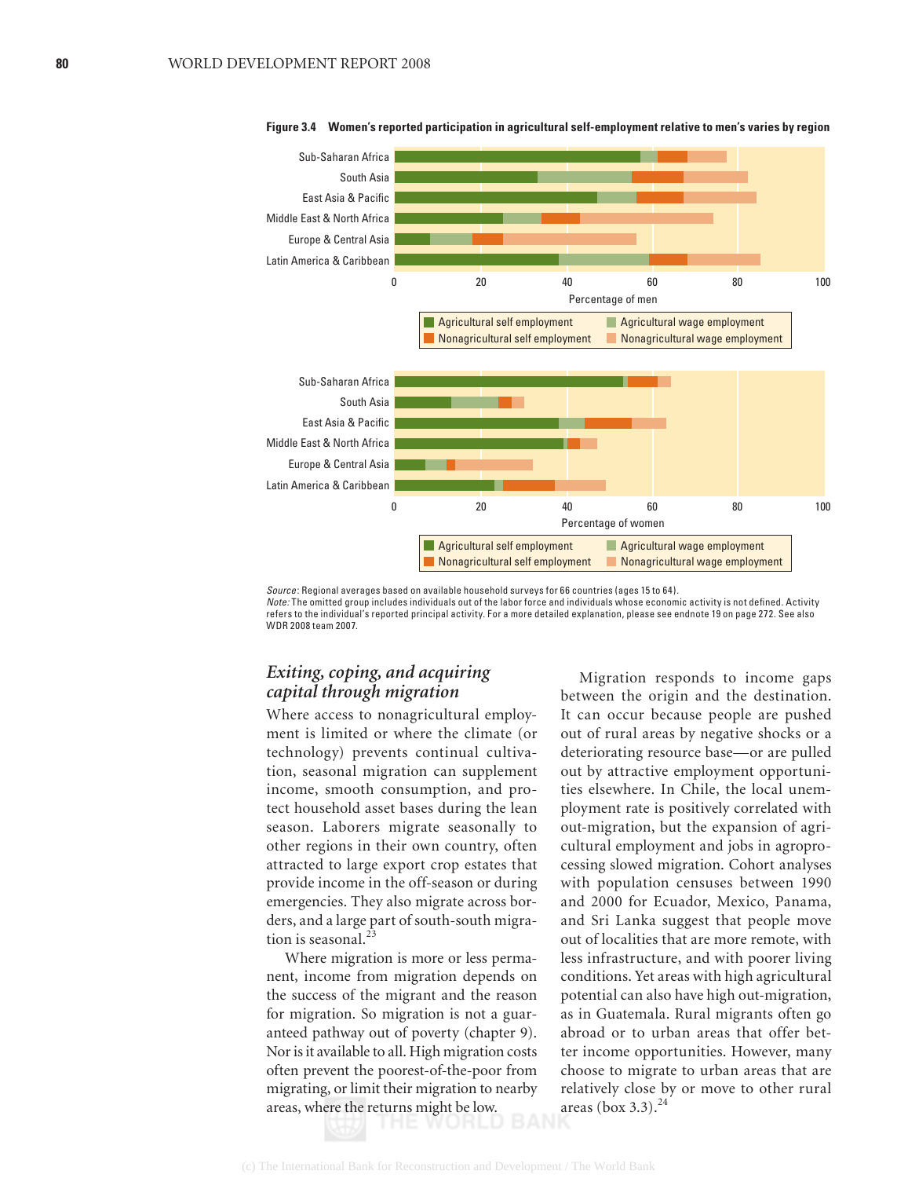**Figure 3.4 Women's reported participation in agricultural self-employment relative to men's varies by region**

Source: Regional averages based on available household surveys for 66 countries (ages 15 to 64).
Note: The omitted group includes individuals out of the labor force and individuals whose economic activity is not defined. Activity refers to the individual's reported principal activity. For a more detailed explanation, please see endnote 19 on page 272. See also WDR 2008 team 2007.

### *Exiting, coping, and acquiring capital through migration*

Where access to nonagricultural employment is limited or where the climate (or technology) prevents continual cultivation, seasonal migration can supplement income, smooth consumption, and protect household asset bases during the lean season. Laborers migrate seasonally to other regions in their own country, often attracted to large export crop estates that provide income in the off-season or during emergencies. They also migrate across borders, and a large part of south-south migration is seasonal.[23]

Where migration is more or less permanent, income from migration depends on the success of the migrant and the reason for migration. So migration is not a guaranteed pathway out of poverty (chapter 9). Nor is it available to all. High migration costs often prevent the poorest-of-the-poor from migrating, or limit their migration to nearby areas, where the returns might be low.

Migration responds to income gaps between the origin and the destination. It can occur because people are pushed out of rural areas by negative shocks or a deteriorating resource base—or are pulled out by attractive employment opportunities elsewhere. In Chile, the local unemployment rate is positively correlated with out-migration, but the expansion of agricultural employment and jobs in agroprocessing slowed migration. Cohort analyses with population censuses between 1990 and 2000 for Ecuador, Mexico, Panama, and Sri Lanka suggest that people move out of localities that are more remote, with less infrastructure, and with poorer living conditions. Yet areas with high agricultural potential can also have high out-migration, as in Guatemala. Rural migrants often go abroad or to urban areas that offer better income opportunities. However, many choose to migrate to urban areas that are relatively close by or move to other rural areas (box 3.3).[24]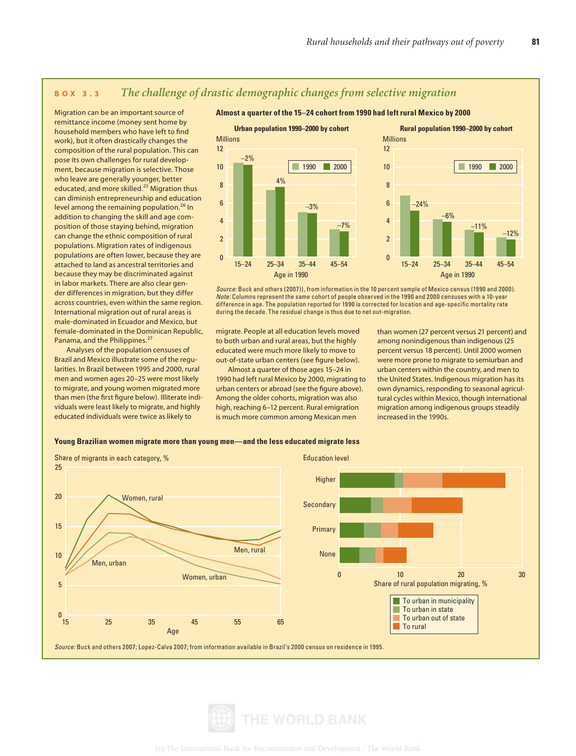## BOX 3.3 *The challenge of drastic demographic changes from selective migration*

Migration can be an important source of remittance income (money sent home by household members who have left to find work), but it often drastically changes the composition of the rural population. This can pose its own challenges for rural development, because migration is selective. Those who leave are generally younger, better educated, and more skilled.[25] Migration thus can diminish entrepreneurship and education level among the remaining population.[26] In addition to changing the skill and age composition of those staying behind, migration can change the ethnic composition of rural populations. Migration rates of indigenous populations are often lower, because they are attached to land as ancestral territories and because they may be discriminated against in labor markets. There are also clear gender differences in migration, but they differ across countries, even within the same region. International migration out of rural areas is male-dominated in Ecuador and Mexico, but female-dominated in the Dominican Republic, Panama, and the Philippines.[27]

Analyses of the population censuses of Brazil and Mexico illustrate some of the regularities. In Brazil between 1995 and 2000, rural men and women ages 20–25 were most likely to migrate, and young women migrated more than men (the first figure below). Illiterate individuals were least likely to migrate, and highly educated individuals were twice as likely to migrate. People at all education levels moved to both urban and rural areas, but the highly educated were much more likely to move to out-of-state urban centers (see figure below).

Almost a quarter of those ages 15–24 in 1990 had left rural Mexico by 2000, migrating to urban centers or abroad (see the figure above). Among the older cohorts, migration was also high, reaching 6–12 percent. Rural emigration is much more common among Mexican men than women (27 percent versus 21 percent) and among nonindigenous than indigenous (25 percent versus 18 percent). Until 2000 women were more prone to migrate to semiurban and urban centers within the country, and men to the United States. Indigenous migration has its own dynamics, responding to seasonal agricultural cycles within Mexico, though international migration among indigenous groups steadily increased in the 1990s.

**Almost a quarter of the 15–24 cohort from 1990 had left rural Mexico by 2000**

**Urban population 1990–2000 by cohort** (Millions)

| Age in 1990 | Change |
|---|---|
| 15–24 | −2% |
| 25–34 | 4% |
| 35–44 | −3% |
| 45–54 | −7% |

**Rural population 1990–2000 by cohort** (Millions)

| Age in 1990 | Change |
|---|---|
| 15–24 | −24% |
| 25–34 | −6% |
| 35–44 | −11% |
| 45–54 | −12% |

*Source:* Buck and others (2007)), from information in the 10 percent sample of Mexico census (1990 and 2000).
*Note:* Columns represent the same cohort of people observed in the 1990 and 2000 censuses with a 10-year difference in age. The population reported for 1990 is corrected for location and age-specific mortality rate during the decade. The residual change is thus due to net out-migration.

**Young Brazilian women migrate more than young men—and the less educated migrate less**

Share of migrants in each category, % — by Age (15–65): Women, rural; Men, rural; Men, urban; Women, urban

Education level (Higher, Secondary, Primary, None) — Share of rural population migrating, %: To urban in municipality; To urban in state; To urban out of state; To rural

*Source:* Buck and others 2007; Lopez-Calva 2007; from information available in Brazil's 2000 census on residence in 1995.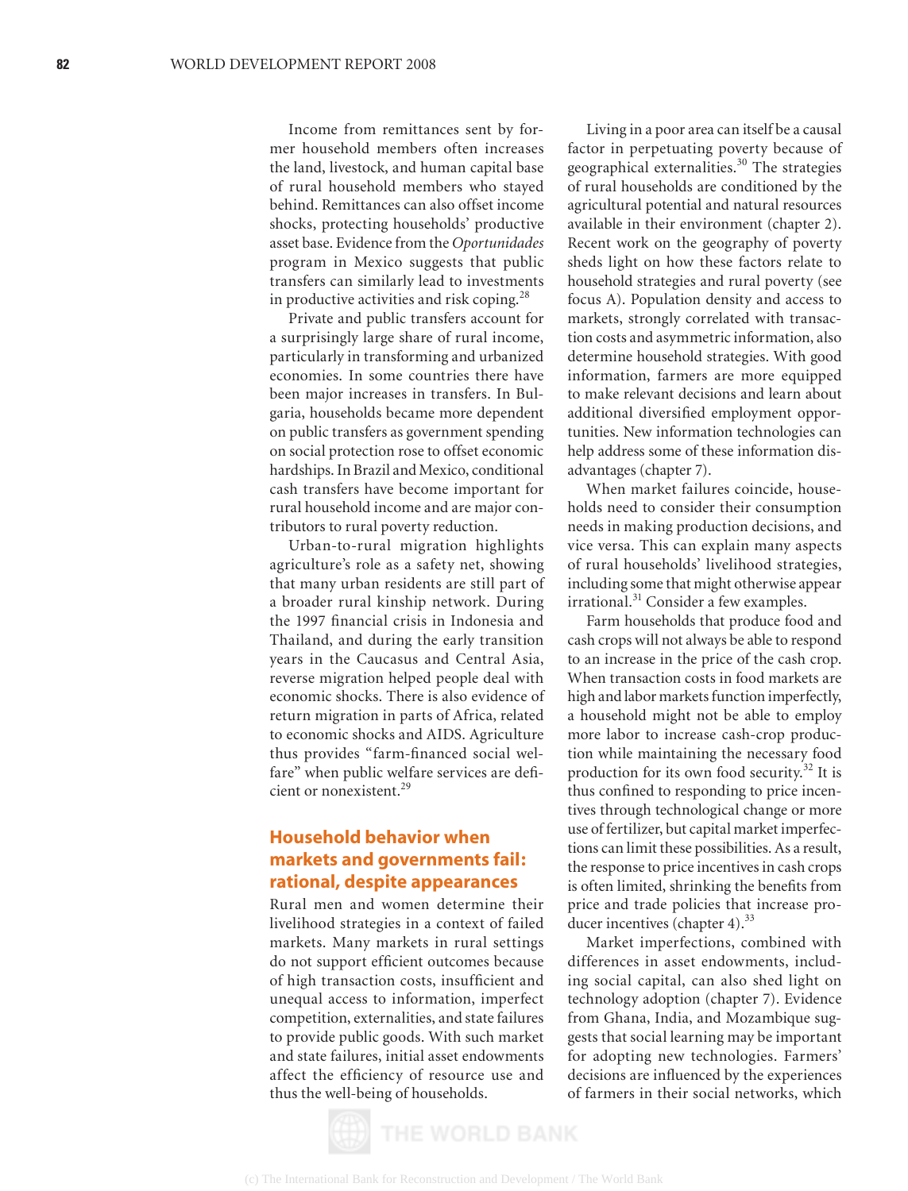Income from remittances sent by former household members often increases the land, livestock, and human capital base of rural household members who stayed behind. Remittances can also offset income shocks, protecting households' productive asset base. Evidence from the *Oportunidades* program in Mexico suggests that public transfers can similarly lead to investments in productive activities and risk coping.[28]

Private and public transfers account for a surprisingly large share of rural income, particularly in transforming and urbanized economies. In some countries there have been major increases in transfers. In Bulgaria, households became more dependent on public transfers as government spending on social protection rose to offset economic hardships. In Brazil and Mexico, conditional cash transfers have become important for rural household income and are major contributors to rural poverty reduction.

Urban-to-rural migration highlights agriculture's role as a safety net, showing that many urban residents are still part of a broader rural kinship network. During the 1997 financial crisis in Indonesia and Thailand, and during the early transition years in the Caucasus and Central Asia, reverse migration helped people deal with economic shocks. There is also evidence of return migration in parts of Africa, related to economic shocks and AIDS. Agriculture thus provides "farm-financed social welfare" when public welfare services are deficient or nonexistent.[29]

## Household behavior when markets and governments fail: rational, despite appearances

Rural men and women determine their livelihood strategies in a context of failed markets. Many markets in rural settings do not support efficient outcomes because of high transaction costs, insufficient and unequal access to information, imperfect competition, externalities, and state failures to provide public goods. With such market and state failures, initial asset endowments affect the efficiency of resource use and thus the well-being of households.

Living in a poor area can itself be a causal factor in perpetuating poverty because of geographical externalities.[30] The strategies of rural households are conditioned by the agricultural potential and natural resources available in their environment (chapter 2). Recent work on the geography of poverty sheds light on how these factors relate to household strategies and rural poverty (see focus A). Population density and access to markets, strongly correlated with transaction costs and asymmetric information, also determine household strategies. With good information, farmers are more equipped to make relevant decisions and learn about additional diversified employment opportunities. New information technologies can help address some of these information disadvantages (chapter 7).

When market failures coincide, households need to consider their consumption needs in making production decisions, and vice versa. This can explain many aspects of rural households' livelihood strategies, including some that might otherwise appear irrational.[31] Consider a few examples.

Farm households that produce food and cash crops will not always be able to respond to an increase in the price of the cash crop. When transaction costs in food markets are high and labor markets function imperfectly, a household might not be able to employ more labor to increase cash-crop production while maintaining the necessary food production for its own food security.[32] It is thus confined to responding to price incentives through technological change or more use of fertilizer, but capital market imperfections can limit these possibilities. As a result, the response to price incentives in cash crops is often limited, shrinking the benefits from price and trade policies that increase producer incentives (chapter 4).[33]

Market imperfections, combined with differences in asset endowments, including social capital, can also shed light on technology adoption (chapter 7). Evidence from Ghana, India, and Mozambique suggests that social learning may be important for adopting new technologies. Farmers' decisions are influenced by the experiences of farmers in their social networks, which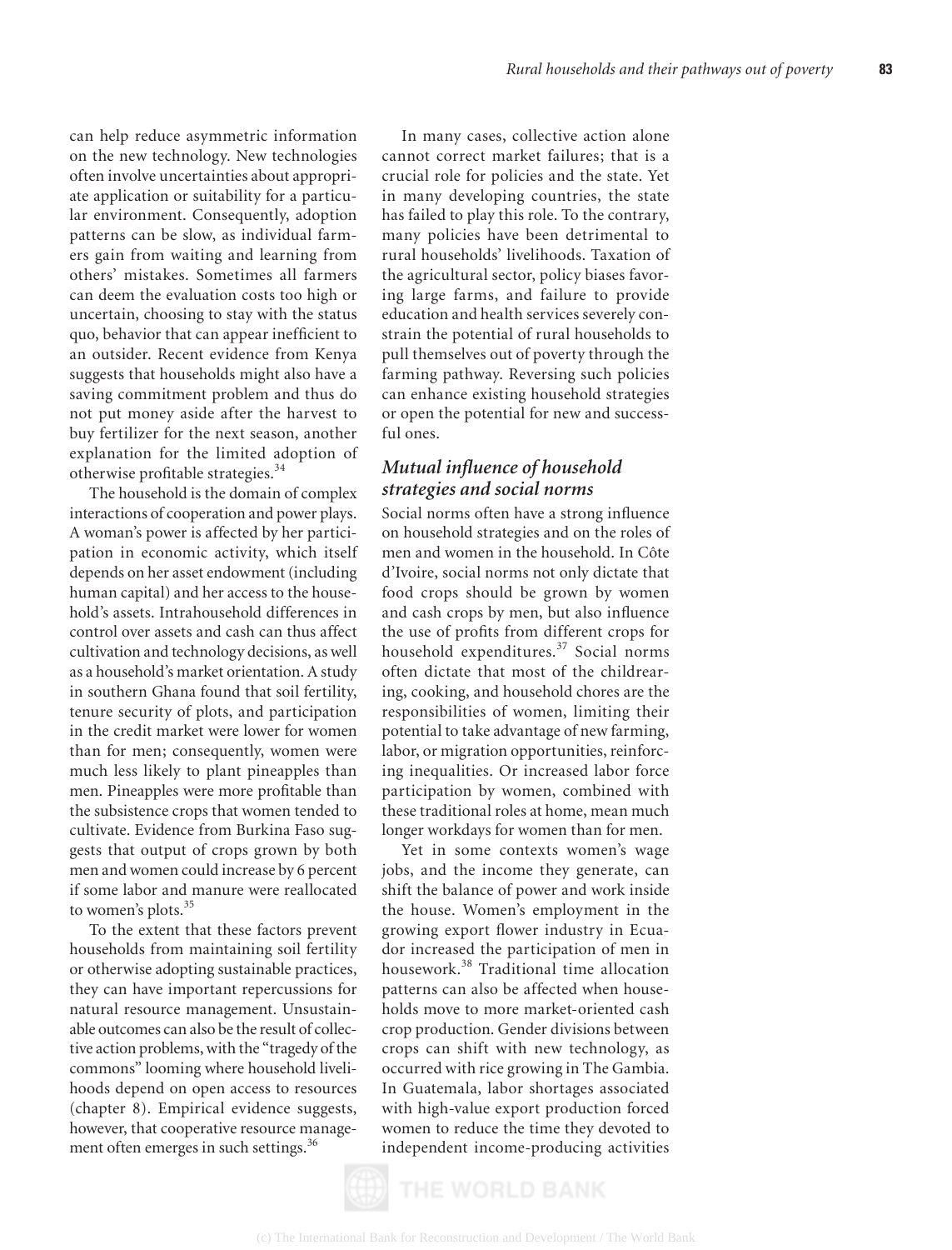can help reduce asymmetric information on the new technology. New technologies often involve uncertainties about appropriate application or suitability for a particular environment. Consequently, adoption patterns can be slow, as individual farmers gain from waiting and learning from others' mistakes. Sometimes all farmers can deem the evaluation costs too high or uncertain, choosing to stay with the status quo, behavior that can appear inefficient to an outsider. Recent evidence from Kenya suggests that households might also have a saving commitment problem and thus do not put money aside after the harvest to buy fertilizer for the next season, another explanation for the limited adoption of otherwise profitable strategies.[34]

The household is the domain of complex interactions of cooperation and power plays. A woman's power is affected by her participation in economic activity, which itself depends on her asset endowment (including human capital) and her access to the household's assets. Intrahousehold differences in control over assets and cash can thus affect cultivation and technology decisions, as well as a household's market orientation. A study in southern Ghana found that soil fertility, tenure security of plots, and participation in the credit market were lower for women than for men; consequently, women were much less likely to plant pineapples than men. Pineapples were more profitable than the subsistence crops that women tended to cultivate. Evidence from Burkina Faso suggests that output of crops grown by both men and women could increase by 6 percent if some labor and manure were reallocated to women's plots.[35]

To the extent that these factors prevent households from maintaining soil fertility or otherwise adopting sustainable practices, they can have important repercussions for natural resource management. Unsustainable outcomes can also be the result of collective action problems, with the "tragedy of the commons" looming where household livelihoods depend on open access to resources (chapter 8). Empirical evidence suggests, however, that cooperative resource management often emerges in such settings.[36]

In many cases, collective action alone cannot correct market failures; that is a crucial role for policies and the state. Yet in many developing countries, the state has failed to play this role. To the contrary, many policies have been detrimental to rural households' livelihoods. Taxation of the agricultural sector, policy biases favoring large farms, and failure to provide education and health services severely constrain the potential of rural households to pull themselves out of poverty through the farming pathway. Reversing such policies can enhance existing household strategies or open the potential for new and successful ones.

### *Mutual influence of household strategies and social norms*

Social norms often have a strong influence on household strategies and on the roles of men and women in the household. In Côte d'Ivoire, social norms not only dictate that food crops should be grown by women and cash crops by men, but also influence the use of profits from different crops for household expenditures.[37] Social norms often dictate that most of the childrearing, cooking, and household chores are the responsibilities of women, limiting their potential to take advantage of new farming, labor, or migration opportunities, reinforcing inequalities. Or increased labor force participation by women, combined with these traditional roles at home, mean much longer workdays for women than for men.

Yet in some contexts women's wage jobs, and the income they generate, can shift the balance of power and work inside the house. Women's employment in the growing export flower industry in Ecuador increased the participation of men in housework.[38] Traditional time allocation patterns can also be affected when households move to more market-oriented cash crop production. Gender divisions between crops can shift with new technology, as occurred with rice growing in The Gambia. In Guatemala, labor shortages associated with high-value export production forced women to reduce the time they devoted to independent income-producing activities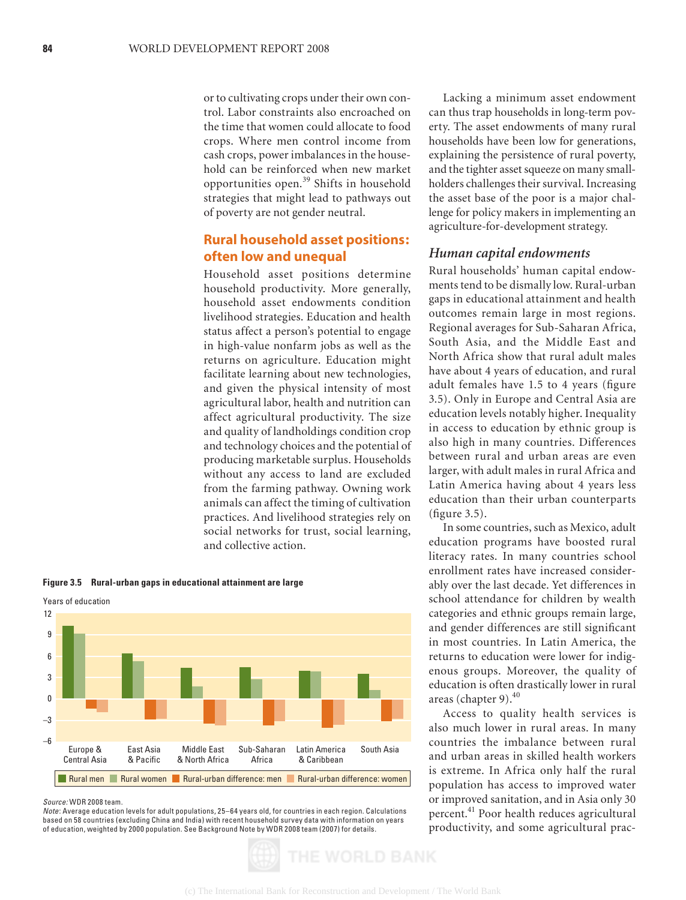or to cultivating crops under their own control. Labor constraints also encroached on the time that women could allocate to food crops. Where men control income from cash crops, power imbalances in the household can be reinforced when new market opportunities open.[39] Shifts in household strategies that might lead to pathways out of poverty are not gender neutral.

## Rural household asset positions: often low and unequal

Household asset positions determine household productivity. More generally, household asset endowments condition livelihood strategies. Education and health status affect a person's potential to engage in high-value nonfarm jobs as well as the returns on agriculture. Education might facilitate learning about new technologies, and given the physical intensity of most agricultural labor, health and nutrition can affect agricultural productivity. The size and quality of landholdings condition crop and technology choices and the potential of producing marketable surplus. Households without any access to land are excluded from the farming pathway. Owning work animals can affect the timing of cultivation practices. And livelihood strategies rely on social networks for trust, social learning, and collective action.

**Figure 3.5 Rural-urban gaps in educational attainment are large**

Years of education

12
9
6
3
0
−3
−6

Europe & Central Asia
East Asia & Pacific
Middle East & North Africa
Sub-Saharan Africa
Latin America & Caribbean
South Asia

Rural men
Rural women
Rural-urban difference: men
Rural-urban difference: women

*Source:* WDR 2008 team.
*Note:* Average education levels for adult populations, 25–64 years old, for countries in each region. Calculations based on 58 countries (excluding China and India) with recent household survey data with information on years of education, weighted by 2000 population. See Background Note by WDR 2008 team (2007) for details.

Lacking a minimum asset endowment can thus trap households in long-term poverty. The asset endowments of many rural households have been low for generations, explaining the persistence of rural poverty, and the tighter asset squeeze on many smallholders challenges their survival. Increasing the asset base of the poor is a major challenge for policy makers in implementing an agriculture-for-development strategy.

### *Human capital endowments*

Rural households' human capital endowments tend to be dismally low. Rural-urban gaps in educational attainment and health outcomes remain large in most regions. Regional averages for Sub-Saharan Africa, South Asia, and the Middle East and North Africa show that rural adult males have about 4 years of education, and rural adult females have 1.5 to 4 years (figure 3.5). Only in Europe and Central Asia are education levels notably higher. Inequality in access to education by ethnic group is also high in many countries. Differences between rural and urban areas are even larger, with adult males in rural Africa and Latin America having about 4 years less education than their urban counterparts (figure 3.5).

In some countries, such as Mexico, adult education programs have boosted rural literacy rates. In many countries school enrollment rates have increased considerably over the last decade. Yet differences in school attendance for children by wealth categories and ethnic groups remain large, and gender differences are still significant in most countries. In Latin America, the returns to education were lower for indigenous groups. Moreover, the quality of education is often drastically lower in rural areas (chapter 9).[40]

Access to quality health services is also much lower in rural areas. In many countries the imbalance between rural and urban areas in skilled health workers is extreme. In Africa only half the rural population has access to improved water or improved sanitation, and in Asia only 30 percent.[41] Poor health reduces agricultural productivity, and some agricultural prac-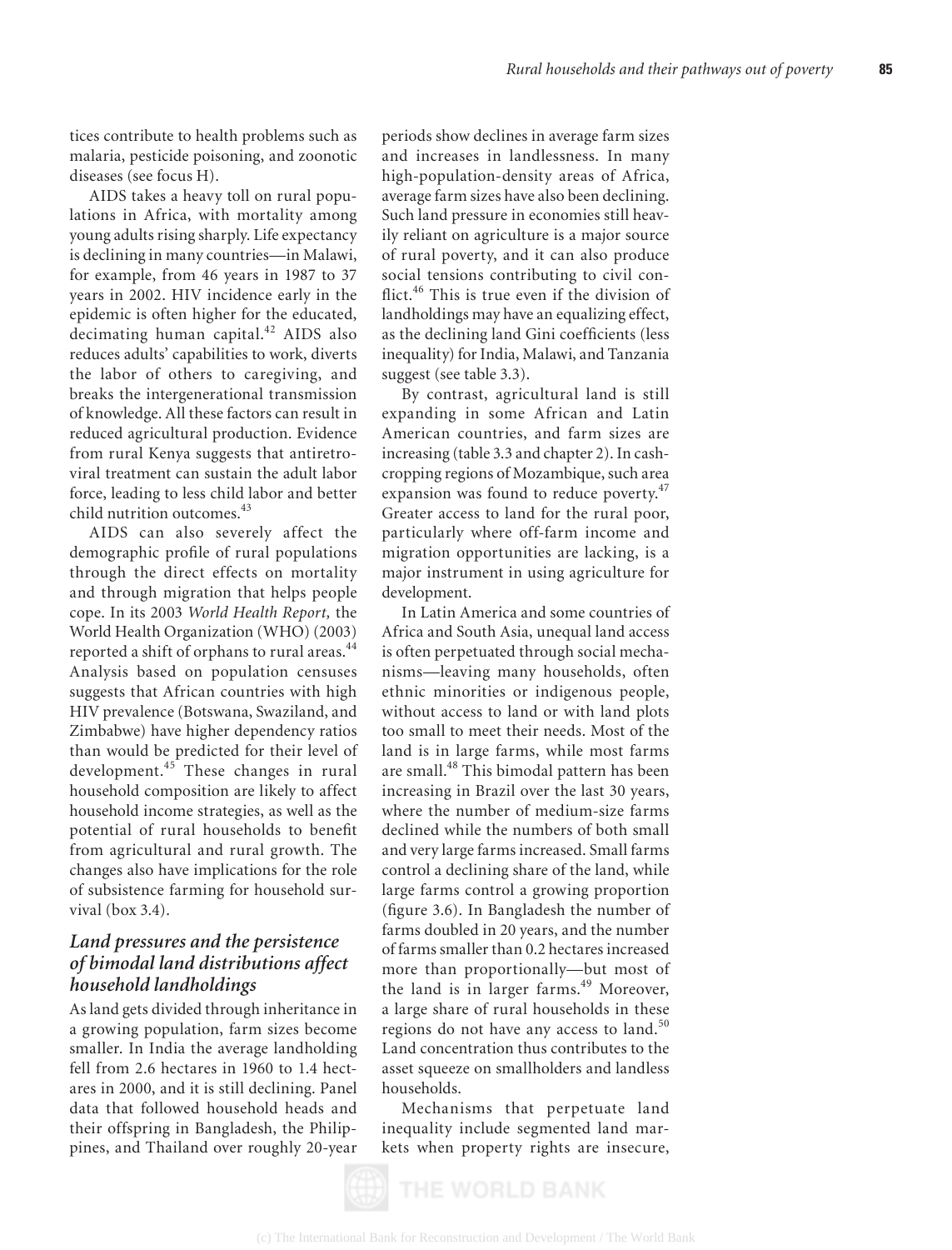tices contribute to health problems such as malaria, pesticide poisoning, and zoonotic diseases (see focus H).

AIDS takes a heavy toll on rural populations in Africa, with mortality among young adults rising sharply. Life expectancy is declining in many countries—in Malawi, for example, from 46 years in 1987 to 37 years in 2002. HIV incidence early in the epidemic is often higher for the educated, decimating human capital.[42] AIDS also reduces adults' capabilities to work, diverts the labor of others to caregiving, and breaks the intergenerational transmission of knowledge. All these factors can result in reduced agricultural production. Evidence from rural Kenya suggests that antiretroviral treatment can sustain the adult labor force, leading to less child labor and better child nutrition outcomes.[43]

AIDS can also severely affect the demographic profile of rural populations through the direct effects on mortality and through migration that helps people cope. In its 2003 *World Health Report,* the World Health Organization (WHO) (2003) reported a shift of orphans to rural areas.[44] Analysis based on population censuses suggests that African countries with high HIV prevalence (Botswana, Swaziland, and Zimbabwe) have higher dependency ratios than would be predicted for their level of development.[45] These changes in rural household composition are likely to affect household income strategies, as well as the potential of rural households to benefit from agricultural and rural growth. The changes also have implications for the role of subsistence farming for household survival (box 3.4).

### *Land pressures and the persistence of bimodal land distributions affect household landholdings*

As land gets divided through inheritance in a growing population, farm sizes become smaller. In India the average landholding fell from 2.6 hectares in 1960 to 1.4 hectares in 2000, and it is still declining. Panel data that followed household heads and their offspring in Bangladesh, the Philippines, and Thailand over roughly 20-year periods show declines in average farm sizes and increases in landlessness. In many high-population-density areas of Africa, average farm sizes have also been declining. Such land pressure in economies still heavily reliant on agriculture is a major source of rural poverty, and it can also produce social tensions contributing to civil conflict.[46] This is true even if the division of landholdings may have an equalizing effect, as the declining land Gini coefficients (less inequality) for India, Malawi, and Tanzania suggest (see table 3.3).

By contrast, agricultural land is still expanding in some African and Latin American countries, and farm sizes are increasing (table 3.3 and chapter 2). In cash-cropping regions of Mozambique, such area expansion was found to reduce poverty.[47] Greater access to land for the rural poor, particularly where off-farm income and migration opportunities are lacking, is a major instrument in using agriculture for development.

In Latin America and some countries of Africa and South Asia, unequal land access is often perpetuated through social mechanisms—leaving many households, often ethnic minorities or indigenous people, without access to land or with land plots too small to meet their needs. Most of the land is in large farms, while most farms are small.[48] This bimodal pattern has been increasing in Brazil over the last 30 years, where the number of medium-size farms declined while the numbers of both small and very large farms increased. Small farms control a declining share of the land, while large farms control a growing proportion (figure 3.6). In Bangladesh the number of farms doubled in 20 years, and the number of farms smaller than 0.2 hectares increased more than proportionally—but most of the land is in larger farms.[49] Moreover, a large share of rural households in these regions do not have any access to land.[50] Land concentration thus contributes to the asset squeeze on smallholders and landless households.

Mechanisms that perpetuate land inequality include segmented land markets when property rights are insecure,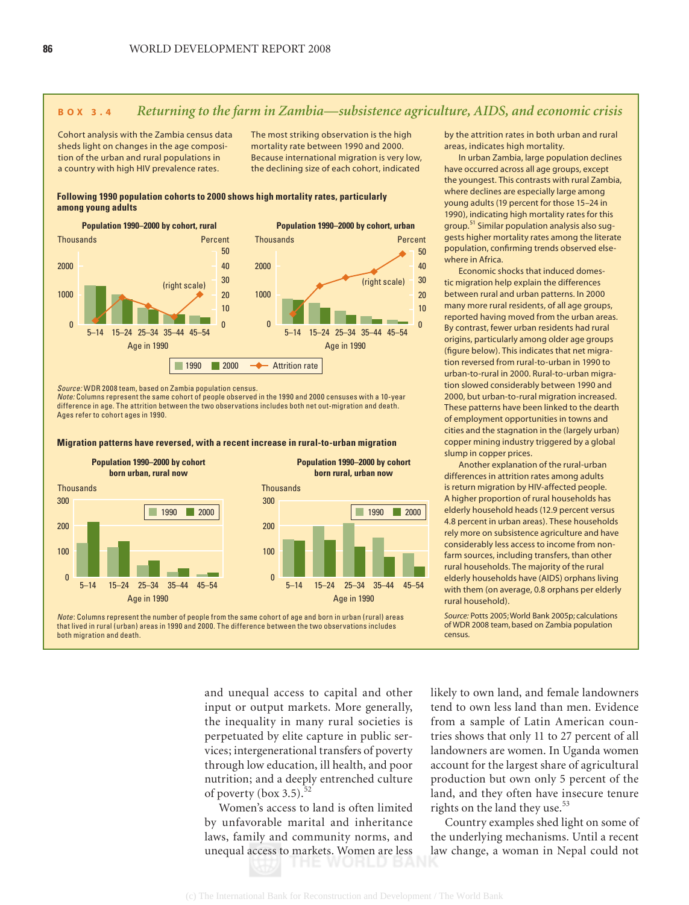## BOX 3.4 *Returning to the farm in Zambia—subsistence agriculture, AIDS, and economic crisis*

Cohort analysis with the Zambia census data sheds light on changes in the age composition of the urban and rural populations in a country with high HIV prevalence rates.

The most striking observation is the high mortality rate between 1990 and 2000. Because international migration is very low, the declining size of each cohort, indicated by the attrition rates in both urban and rural areas, indicates high mortality.

In urban Zambia, large population declines have occurred across all age groups, except the youngest. This contrasts with rural Zambia, where declines are especially large among young adults (19 percent for those 15–24 in 1990), indicating high mortality rates for this group.[51] Similar population analysis also suggests higher mortality rates among the literate population, confirming trends observed elsewhere in Africa.

Economic shocks that induced domestic migration help explain the differences between rural and urban patterns. In 2000 many more rural residents, of all age groups, reported having moved from the urban areas. By contrast, fewer urban residents had rural origins, particularly among older age groups (figure below). This indicates that net migration reversed from rural-to-urban in 1990 to urban-to-rural in 2000. Rural-to-urban migration slowed considerably between 1990 and 2000, but urban-to-rural migration increased. These patterns have been linked to the dearth of employment opportunities in towns and cities and the stagnation in the (largely urban) copper mining industry triggered by a global slump in copper prices.

Another explanation of the rural-urban differences in attrition rates among adults is return migration by HIV-affected people. A higher proportion of rural households has elderly household heads (12.9 percent versus 4.8 percent in urban areas). These households rely more on subsistence agriculture and have considerably less access to income from nonfarm sources, including transfers, than other rural households. The majority of the rural elderly households have (AIDS) orphans living with them (on average, 0.8 orphans per elderly rural household).

*Source:* Potts 2005; World Bank 2005p; calculations of WDR 2008 team, based on Zambia population census.

**Following 1990 population cohorts to 2000 shows high mortality rates, particularly among young adults**

**Population 1990–2000 by cohort, rural** | **Population 1990–2000 by cohort, urban**

(Thousands, bars: 1990, 2000; Attrition rate, percent, right scale; Age in 1990: 5–14, 15–24, 25–34, 35–44, 45–54)

*Source:* WDR 2008 team, based on Zambia population census.
*Note:* Columns represent the same cohort of people observed in the 1990 and 2000 censuses with a 10-year difference in age. The attrition between the two observations includes both net out-migration and death. Ages refer to cohort ages in 1990.

**Migration patterns have reversed, with a recent increase in rural-to-urban migration**

**Population 1990–2000 by cohort born urban, rural now** | **Population 1990–2000 by cohort born rural, urban now**

(Thousands, bars: 1990, 2000; Age in 1990: 5–14, 15–24, 25–34, 35–44, 45–54)

*Note*: Columns represent the number of people from the same cohort of age and born in urban (rural) areas that lived in rural (urban) areas in 1990 and 2000. The difference between the two observations includes both migration and death.

and unequal access to capital and other input or output markets. More generally, the inequality in many rural societies is perpetuated by elite capture in public services; intergenerational transfers of poverty through low education, ill health, and poor nutrition; and a deeply entrenched culture of poverty (box 3.5).[52]

Women's access to land is often limited by unfavorable marital and inheritance laws, family and community norms, and unequal access to markets. Women are less likely to own land, and female landowners tend to own less land than men. Evidence from a sample of Latin American countries shows that only 11 to 27 percent of all landowners are women. In Uganda women account for the largest share of agricultural production but own only 5 percent of the land, and they often have insecure tenure rights on the land they use.[53]

Country examples shed light on some of the underlying mechanisms. Until a recent law change, a woman in Nepal could not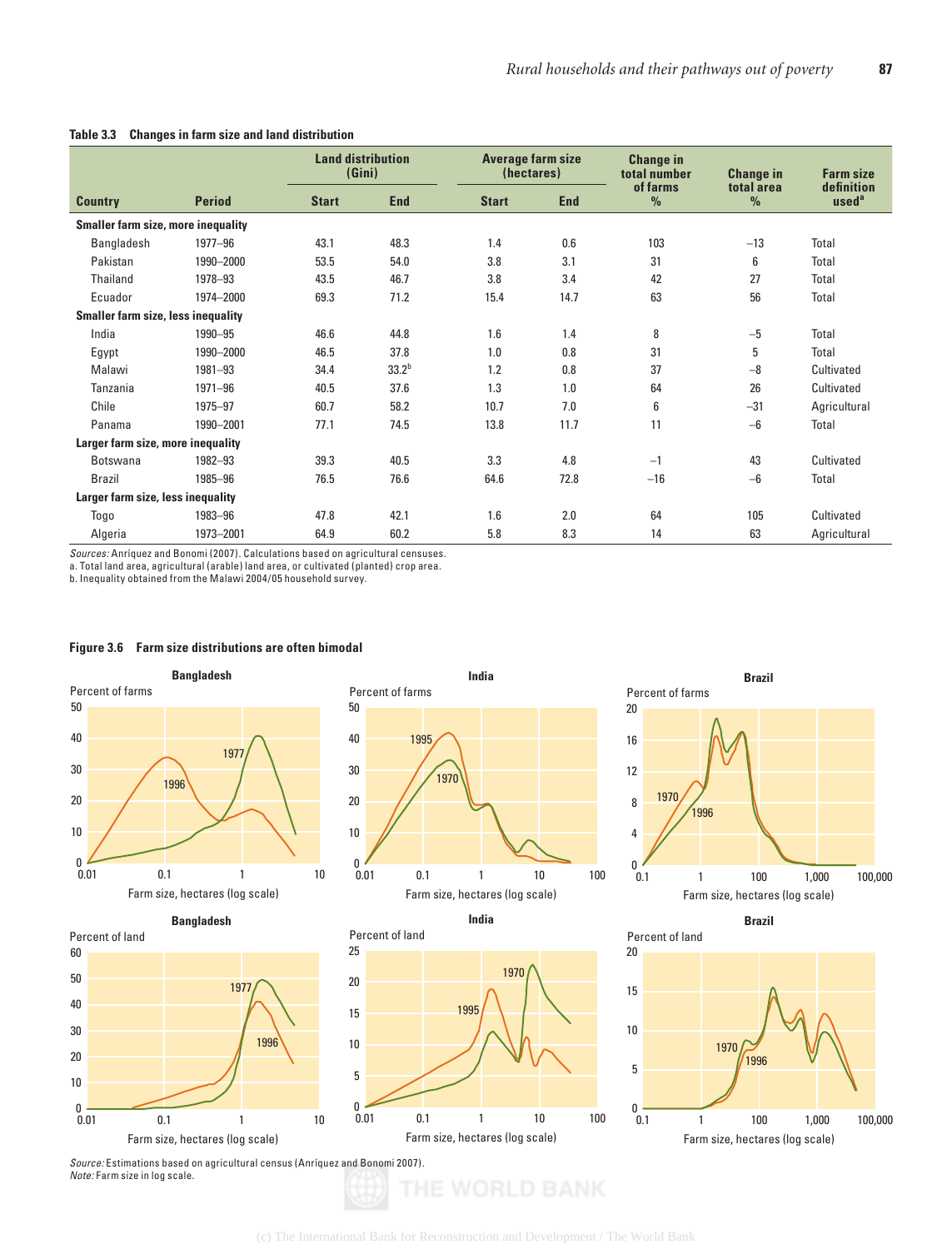**Table 3.3 Changes in farm size and land distribution**

| Country | Period | Land distribution (Gini) | | Average farm size (hectares) | | Change in total number of farms % | Change in total area % | Farm size definition used[a] |
|---|---|---|---|---|---|---|---|---|
| | | Start | End | Start | End | | | |
| **Smaller farm size, more inequality** | | | | | | | | |
| Bangladesh | 1977–96 | 43.1 | 48.3 | 1.4 | 0.6 | 103 | –13 | Total |
| Pakistan | 1990–2000 | 53.5 | 54.0 | 3.8 | 3.1 | 31 | 6 | Total |
| Thailand | 1978–93 | 43.5 | 46.7 | 3.8 | 3.4 | 42 | 27 | Total |
| Ecuador | 1974–2000 | 69.3 | 71.2 | 15.4 | 14.7 | 63 | 56 | Total |
| **Smaller farm size, less inequality** | | | | | | | | |
| India | 1990–95 | 46.6 | 44.8 | 1.6 | 1.4 | 8 | –5 | Total |
| Egypt | 1990–2000 | 46.5 | 37.8 | 1.0 | 0.8 | 31 | 5 | Total |
| Malawi | 1981–93 | 34.4 | 33.2[b] | 1.2 | 0.8 | 37 | –8 | Cultivated |
| Tanzania | 1971–96 | 40.5 | 37.6 | 1.3 | 1.0 | 64 | 26 | Cultivated |
| Chile | 1975–97 | 60.7 | 58.2 | 10.7 | 7.0 | 6 | –31 | Agricultural |
| Panama | 1990–2001 | 77.1 | 74.5 | 13.8 | 11.7 | 11 | –6 | Total |
| **Larger farm size, more inequality** | | | | | | | | |
| Botswana | 1982–93 | 39.3 | 40.5 | 3.3 | 4.8 | –1 | 43 | Cultivated |
| Brazil | 1985–96 | 76.5 | 76.6 | 64.6 | 72.8 | –16 | –6 | Total |
| **Larger farm size, less inequality** | | | | | | | | |
| Togo | 1983–96 | 47.8 | 42.1 | 1.6 | 2.0 | 64 | 105 | Cultivated |
| Algeria | 1973–2001 | 64.9 | 60.2 | 5.8 | 8.3 | 14 | 63 | Agricultural |

*Sources:* Anríquez and Bonomi (2007). Calculations based on agricultural censuses.
a. Total land area, agricultural (arable) land area, or cultivated (planted) crop area.
b. Inequality obtained from the Malawi 2004/05 household survey.

**Figure 3.6 Farm size distributions are often bimodal**

*Source:* Estimations based on agricultural census (Anríquez and Bonomi 2007).
*Note:* Farm size in log scale.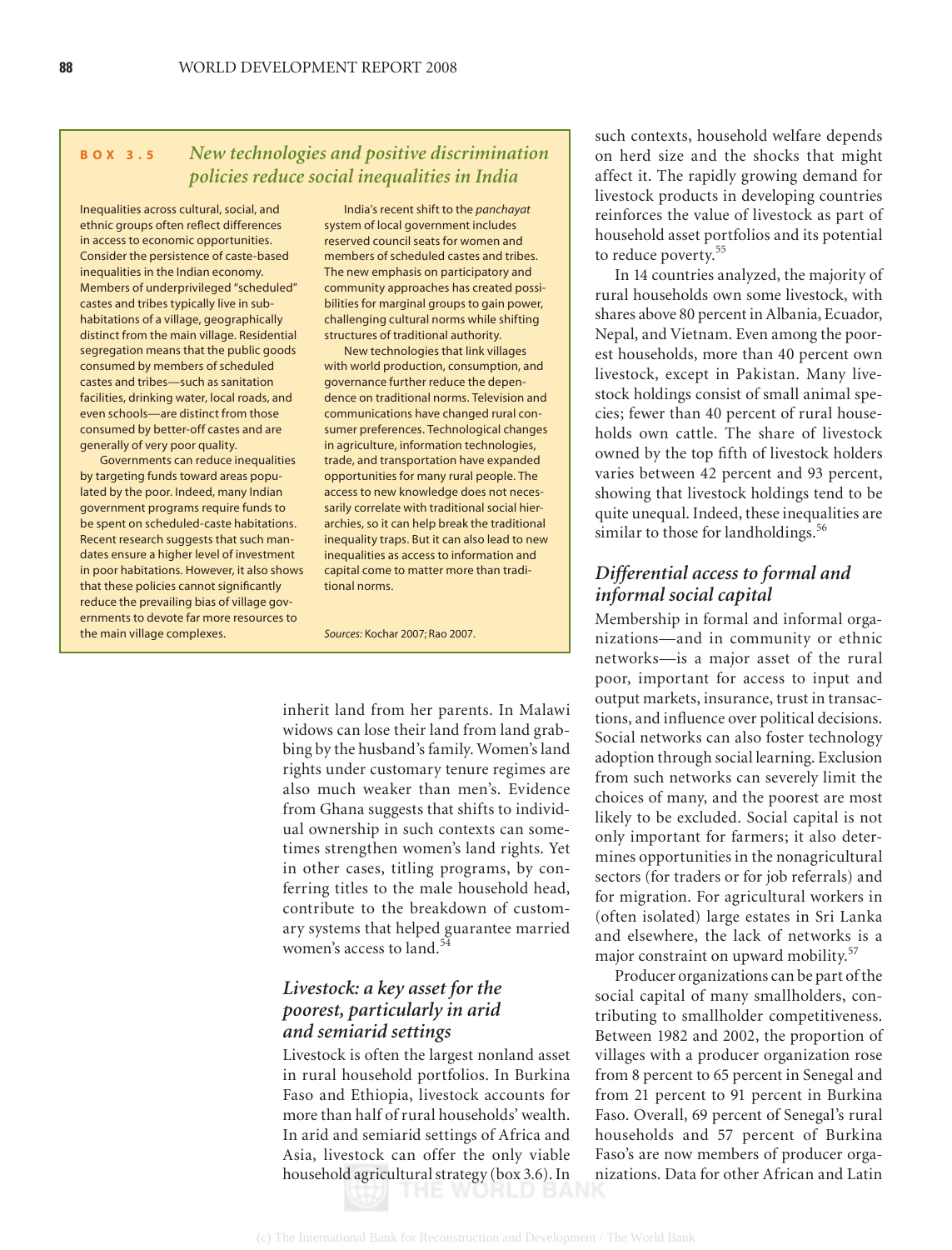**BOX 3.5** *New technologies and positive discrimination policies reduce social inequalities in India*

Inequalities across cultural, social, and ethnic groups often reflect differences in access to economic opportunities. Consider the persistence of caste-based inequalities in the Indian economy. Members of underprivileged "scheduled" castes and tribes typically live in sub-habitations of a village, geographically distinct from the main village. Residential segregation means that the public goods consumed by members of scheduled castes and tribes—such as sanitation facilities, drinking water, local roads, and even schools—are distinct from those consumed by better-off castes and are generally of very poor quality.

Governments can reduce inequalities by targeting funds toward areas populated by the poor. Indeed, many Indian government programs require funds to be spent on scheduled-caste habitations. Recent research suggests that such mandates ensure a higher level of investment in poor habitations. However, it also shows that these policies cannot significantly reduce the prevailing bias of village governments to devote far more resources to the main village complexes.

India's recent shift to the *panchayat* system of local government includes reserved council seats for women and members of scheduled castes and tribes. The new emphasis on participatory and community approaches has created possibilities for marginal groups to gain power, challenging cultural norms while shifting structures of traditional authority.

New technologies that link villages with world production, consumption, and governance further reduce the dependence on traditional norms. Television and communications have changed rural consumer preferences. Technological changes in agriculture, information technologies, trade, and transportation have expanded opportunities for many rural people. The access to new knowledge does not necessarily correlate with traditional social hierarchies, so it can help break the traditional inequality traps. But it can also lead to new inequalities as access to information and capital come to matter more than traditional norms.

*Sources:* Kochar 2007; Rao 2007.

inherit land from her parents. In Malawi widows can lose their land from land grabbing by the husband's family. Women's land rights under customary tenure regimes are also much weaker than men's. Evidence from Ghana suggests that shifts to individual ownership in such contexts can sometimes strengthen women's land rights. Yet in other cases, titling programs, by conferring titles to the male household head, contribute to the breakdown of customary systems that helped guarantee married women's access to land.[54]

### *Livestock: a key asset for the poorest, particularly in arid and semiarid settings*

Livestock is often the largest nonland asset in rural household portfolios. In Burkina Faso and Ethiopia, livestock accounts for more than half of rural households' wealth. In arid and semiarid settings of Africa and Asia, livestock can offer the only viable household agricultural strategy (box 3.6). In such contexts, household welfare depends on herd size and the shocks that might affect it. The rapidly growing demand for livestock products in developing countries reinforces the value of livestock as part of household asset portfolios and its potential to reduce poverty.[55]

In 14 countries analyzed, the majority of rural households own some livestock, with shares above 80 percent in Albania, Ecuador, Nepal, and Vietnam. Even among the poorest households, more than 40 percent own livestock, except in Pakistan. Many livestock holdings consist of small animal species; fewer than 40 percent of rural households own cattle. The share of livestock owned by the top fifth of livestock holders varies between 42 percent and 93 percent, showing that livestock holdings tend to be quite unequal. Indeed, these inequalities are similar to those for landholdings.[56]

### *Differential access to formal and informal social capital*

Membership in formal and informal organizations—and in community or ethnic networks—is a major asset of the rural poor, important for access to input and output markets, insurance, trust in transactions, and influence over political decisions. Social networks can also foster technology adoption through social learning. Exclusion from such networks can severely limit the choices of many, and the poorest are most likely to be excluded. Social capital is not only important for farmers; it also determines opportunities in the nonagricultural sectors (for traders or for job referrals) and for migration. For agricultural workers in (often isolated) large estates in Sri Lanka and elsewhere, the lack of networks is a major constraint on upward mobility.[57]

Producer organizations can be part of the social capital of many smallholders, contributing to smallholder competitiveness. Between 1982 and 2002, the proportion of villages with a producer organization rose from 8 percent to 65 percent in Senegal and from 21 percent to 91 percent in Burkina Faso. Overall, 69 percent of Senegal's rural households and 57 percent of Burkina Faso's are now members of producer organizations. Data for other African and Latin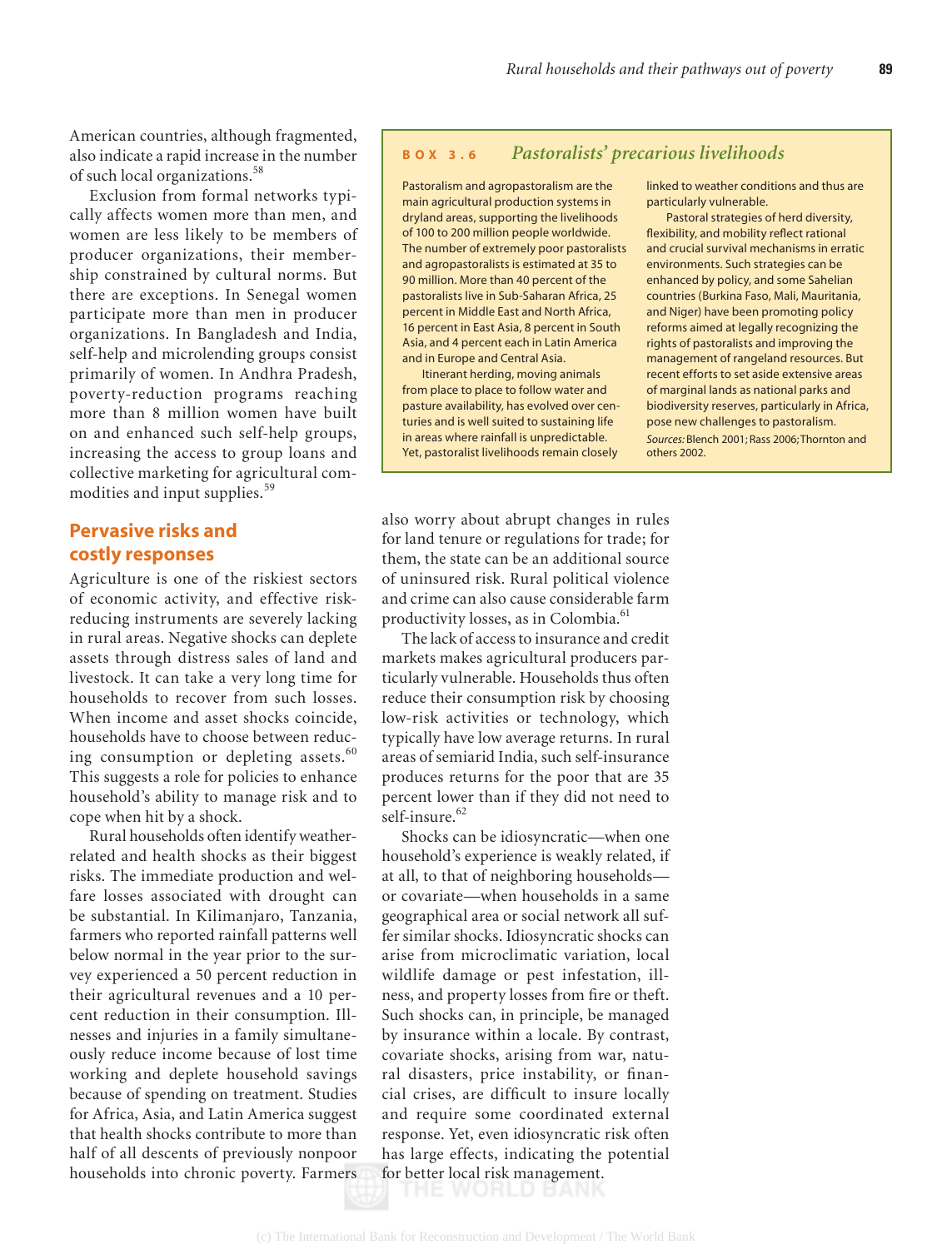American countries, although fragmented, also indicate a rapid increase in the number of such local organizations.[58]

Exclusion from formal networks typically affects women more than men, and women are less likely to be members of producer organizations, their membership constrained by cultural norms. But there are exceptions. In Senegal women participate more than men in producer organizations. In Bangladesh and India, self-help and microlending groups consist primarily of women. In Andhra Pradesh, poverty-reduction programs reaching more than 8 million women have built on and enhanced such self-help groups, increasing the access to group loans and collective marketing for agricultural commodities and input supplies.[59]

> **BOX 3.6** *Pastoralists' precarious livelihoods*
>
> Pastoralism and agropastoralism are the main agricultural production systems in dryland areas, supporting the livelihoods of 100 to 200 million people worldwide. The number of extremely poor pastoralists and agropastoralists is estimated at 35 to 90 million. More than 40 percent of the pastoralists live in Sub-Saharan Africa, 25 percent in Middle East and North Africa, 16 percent in East Asia, 8 percent in South Asia, and 4 percent each in Latin America and in Europe and Central Asia.
>
> Itinerant herding, moving animals from place to place to follow water and pasture availability, has evolved over centuries and is well suited to sustaining life in areas where rainfall is unpredictable. Yet, pastoralist livelihoods remain closely linked to weather conditions and thus are particularly vulnerable.
>
> Pastoral strategies of herd diversity, flexibility, and mobility reflect rational and crucial survival mechanisms in erratic environments. Such strategies can be enhanced by policy, and some Sahelian countries (Burkina Faso, Mali, Mauritania, and Niger) have been promoting policy reforms aimed at legally recognizing the rights of pastoralists and improving the management of rangeland resources. But recent efforts to set aside extensive areas of marginal lands as national parks and biodiversity reserves, particularly in Africa, pose new challenges to pastoralism.
>
> *Sources:* Blench 2001; Rass 2006; Thornton and others 2002.

## Pervasive risks and costly responses

Agriculture is one of the riskiest sectors of economic activity, and effective risk-reducing instruments are severely lacking in rural areas. Negative shocks can deplete assets through distress sales of land and livestock. It can take a very long time for households to recover from such losses. When income and asset shocks coincide, households have to choose between reducing consumption or depleting assets.[60] This suggests a role for policies to enhance household's ability to manage risk and to cope when hit by a shock.

Rural households often identify weather-related and health shocks as their biggest risks. The immediate production and welfare losses associated with drought can be substantial. In Kilimanjaro, Tanzania, farmers who reported rainfall patterns well below normal in the year prior to the survey experienced a 50 percent reduction in their agricultural revenues and a 10 percent reduction in their consumption. Illnesses and injuries in a family simultaneously reduce income because of lost time working and deplete household savings because of spending on treatment. Studies for Africa, Asia, and Latin America suggest that health shocks contribute to more than half of all descents of previously nonpoor households into chronic poverty. Farmers also worry about abrupt changes in rules for land tenure or regulations for trade; for them, the state can be an additional source of uninsured risk. Rural political violence and crime can also cause considerable farm productivity losses, as in Colombia.[61]

The lack of access to insurance and credit markets makes agricultural producers particularly vulnerable. Households thus often reduce their consumption risk by choosing low-risk activities or technology, which typically have low average returns. In rural areas of semiarid India, such self-insurance produces returns for the poor that are 35 percent lower than if they did not need to self-insure.[62]

Shocks can be idiosyncratic—when one household's experience is weakly related, if at all, to that of neighboring households—or covariate—when households in a same geographical area or social network all suffer similar shocks. Idiosyncratic shocks can arise from microclimatic variation, local wildlife damage or pest infestation, illness, and property losses from fire or theft. Such shocks can, in principle, be managed by insurance within a locale. By contrast, covariate shocks, arising from war, natural disasters, price instability, or financial crises, are difficult to insure locally and require some coordinated external response. Yet, even idiosyncratic risk often has large effects, indicating the potential for better local risk management.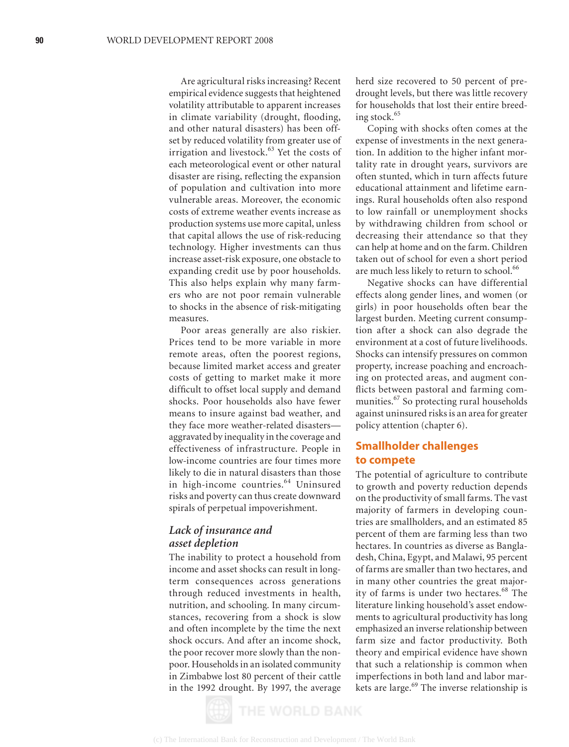Are agricultural risks increasing? Recent empirical evidence suggests that heightened volatility attributable to apparent increases in climate variability (drought, flooding, and other natural disasters) has been offset by reduced volatility from greater use of irrigation and livestock.[63] Yet the costs of each meteorological event or other natural disaster are rising, reflecting the expansion of population and cultivation into more vulnerable areas. Moreover, the economic costs of extreme weather events increase as production systems use more capital, unless that capital allows the use of risk-reducing technology. Higher investments can thus increase asset-risk exposure, one obstacle to expanding credit use by poor households. This also helps explain why many farmers who are not poor remain vulnerable to shocks in the absence of risk-mitigating measures.

Poor areas generally are also riskier. Prices tend to be more variable in more remote areas, often the poorest regions, because limited market access and greater costs of getting to market make it more difficult to offset local supply and demand shocks. Poor households also have fewer means to insure against bad weather, and they face more weather-related disasters—aggravated by inequality in the coverage and effectiveness of infrastructure. People in low-income countries are four times more likely to die in natural disasters than those in high-income countries.[64] Uninsured risks and poverty can thus create downward spirals of perpetual impoverishment.

### *Lack of insurance and asset depletion*

The inability to protect a household from income and asset shocks can result in long-term consequences across generations through reduced investments in health, nutrition, and schooling. In many circumstances, recovering from a shock is slow and often incomplete by the time the next shock occurs. And after an income shock, the poor recover more slowly than the nonpoor. Households in an isolated community in Zimbabwe lost 80 percent of their cattle in the 1992 drought. By 1997, the average herd size recovered to 50 percent of predrought levels, but there was little recovery for households that lost their entire breeding stock.[65]

Coping with shocks often comes at the expense of investments in the next generation. In addition to the higher infant mortality rate in drought years, survivors are often stunted, which in turn affects future educational attainment and lifetime earnings. Rural households often also respond to low rainfall or unemployment shocks by withdrawing children from school or decreasing their attendance so that they can help at home and on the farm. Children taken out of school for even a short period are much less likely to return to school.[66]

Negative shocks can have differential effects along gender lines, and women (or girls) in poor households often bear the largest burden. Meeting current consumption after a shock can also degrade the environment at a cost of future livelihoods. Shocks can intensify pressures on common property, increase poaching and encroaching on protected areas, and augment conflicts between pastoral and farming communities.[67] So protecting rural households against uninsured risks is an area for greater policy attention (chapter 6).

## Smallholder challenges to compete

The potential of agriculture to contribute to growth and poverty reduction depends on the productivity of small farms. The vast majority of farmers in developing countries are smallholders, and an estimated 85 percent of them are farming less than two hectares. In countries as diverse as Bangladesh, China, Egypt, and Malawi, 95 percent of farms are smaller than two hectares, and in many other countries the great majority of farms is under two hectares.[68] The literature linking household's asset endowments to agricultural productivity has long emphasized an inverse relationship between farm size and factor productivity. Both theory and empirical evidence have shown that such a relationship is common when imperfections in both land and labor markets are large.[69] The inverse relationship is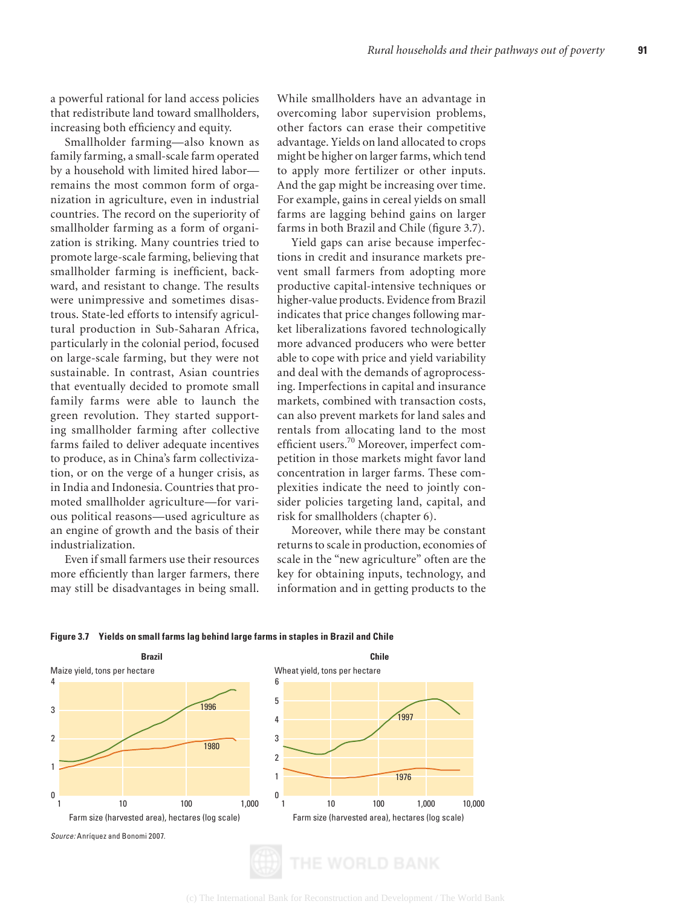a powerful rational for land access policies that redistribute land toward smallholders, increasing both efficiency and equity.

Smallholder farming—also known as family farming, a small-scale farm operated by a household with limited hired labor—remains the most common form of organization in agriculture, even in industrial countries. The record on the superiority of smallholder farming as a form of organization is striking. Many countries tried to promote large-scale farming, believing that smallholder farming is inefficient, backward, and resistant to change. The results were unimpressive and sometimes disastrous. State-led efforts to intensify agricultural production in Sub-Saharan Africa, particularly in the colonial period, focused on large-scale farming, but they were not sustainable. In contrast, Asian countries that eventually decided to promote small family farms were able to launch the green revolution. They started supporting smallholder farming after collective farms failed to deliver adequate incentives to produce, as in China's farm collectivization, or on the verge of a hunger crisis, as in India and Indonesia. Countries that promoted smallholder agriculture—for various political reasons—used agriculture as an engine of growth and the basis of their industrialization.

Even if small farmers use their resources more efficiently than larger farmers, there may still be disadvantages in being small. While smallholders have an advantage in overcoming labor supervision problems, other factors can erase their competitive advantage. Yields on land allocated to crops might be higher on larger farms, which tend to apply more fertilizer or other inputs. And the gap might be increasing over time. For example, gains in cereal yields on small farms are lagging behind gains on larger farms in both Brazil and Chile (figure 3.7).

Yield gaps can arise because imperfections in credit and insurance markets prevent small farmers from adopting more productive capital-intensive techniques or higher-value products. Evidence from Brazil indicates that price changes following market liberalizations favored technologically more advanced producers who were better able to cope with price and yield variability and deal with the demands of agroprocessing. Imperfections in capital and insurance markets, combined with transaction costs, can also prevent markets for land sales and rentals from allocating land to the most efficient users.[70] Moreover, imperfect competition in those markets might favor land concentration in larger farms. These complexities indicate the need to jointly consider policies targeting land, capital, and risk for smallholders (chapter 6).

Moreover, while there may be constant returns to scale in production, economies of scale in the "new agriculture" often are the key for obtaining inputs, technology, and information and in getting products to the

**Figure 3.7 Yields on small farms lag behind large farms in staples in Brazil and Chile**

*Source:* Anríquez and Bonomi 2007.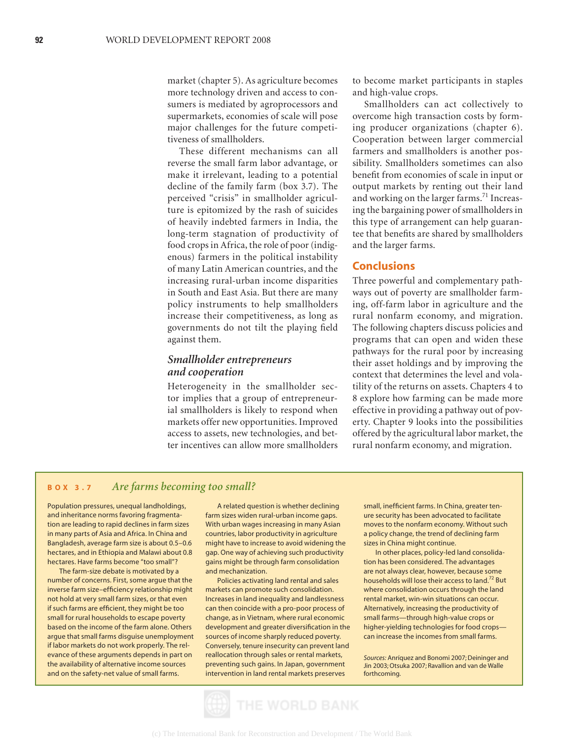market (chapter 5). As agriculture becomes more technology driven and access to consumers is mediated by agroprocessors and supermarkets, economies of scale will pose major challenges for the future competitiveness of smallholders.

These different mechanisms can all reverse the small farm labor advantage, or make it irrelevant, leading to a potential decline of the family farm (box 3.7). The perceived "crisis" in smallholder agriculture is epitomized by the rash of suicides of heavily indebted farmers in India, the long-term stagnation of productivity of food crops in Africa, the role of poor (indigenous) farmers in the political instability of many Latin American countries, and the increasing rural-urban income disparities in South and East Asia. But there are many policy instruments to help smallholders increase their competitiveness, as long as governments do not tilt the playing field against them.

### *Smallholder entrepreneurs and cooperation*

Heterogeneity in the smallholder sector implies that a group of entrepreneurial smallholders is likely to respond when markets offer new opportunities. Improved access to assets, new technologies, and better incentives can allow more smallholders to become market participants in staples and high-value crops.

Smallholders can act collectively to overcome high transaction costs by forming producer organizations (chapter 6). Cooperation between larger commercial farmers and smallholders is another possibility. Smallholders sometimes can also benefit from economies of scale in input or output markets by renting out their land and working on the larger farms.[71] Increasing the bargaining power of smallholders in this type of arrangement can help guarantee that benefits are shared by smallholders and the larger farms.

## Conclusions

Three powerful and complementary pathways out of poverty are smallholder farming, off-farm labor in agriculture and the rural nonfarm economy, and migration. The following chapters discuss policies and programs that can open and widen these pathways for the rural poor by increasing their asset holdings and by improving the context that determines the level and volatility of the returns on assets. Chapters 4 to 8 explore how farming can be made more effective in providing a pathway out of poverty. Chapter 9 looks into the possibilities offered by the agricultural labor market, the rural nonfarm economy, and migration.

---

**BOX 3.7** *Are farms becoming too small?*

Population pressures, unequal landholdings, and inheritance norms favoring fragmentation are leading to rapid declines in farm sizes in many parts of Asia and Africa. In China and Bangladesh, average farm size is about 0.5–0.6 hectares, and in Ethiopia and Malawi about 0.8 hectares. Have farms become "too small"?

The farm-size debate is motivated by a number of concerns. First, some argue that the inverse farm size–efficiency relationship might not hold at very small farm sizes, or that even if such farms are efficient, they might be too small for rural households to escape poverty based on the income of the farm alone. Others argue that small farms disguise unemployment if labor markets do not work properly. The relevance of these arguments depends in part on the availability of alternative income sources and on the safety-net value of small farms.

A related question is whether declining farm sizes widen rural-urban income gaps. With urban wages increasing in many Asian countries, labor productivity in agriculture might have to increase to avoid widening the gap. One way of achieving such productivity gains might be through farm consolidation and mechanization.

Policies activating land rental and sales markets can promote such consolidation. Increases in land inequality and landlessness can then coincide with a pro-poor process of change, as in Vietnam, where rural economic development and greater diversification in the sources of income sharply reduced poverty. Conversely, tenure insecurity can prevent land reallocation through sales or rental markets, preventing such gains. In Japan, government intervention in land rental markets preserves small, inefficient farms. In China, greater tenure security has been advocated to facilitate moves to the nonfarm economy. Without such a policy change, the trend of declining farm sizes in China might continue.

In other places, policy-led land consolidation has been considered. The advantages are not always clear, however, because some households will lose their access to land.[72] But where consolidation occurs through the land rental market, win-win situations can occur. Alternatively, increasing the productivity of small farms—through high-value crops or higher-yielding technologies for food crops—can increase the incomes from small farms.

*Sources:* Anríquez and Bonomi 2007; Deininger and Jin 2003; Otsuka 2007; Ravallion and van de Walle forthcoming.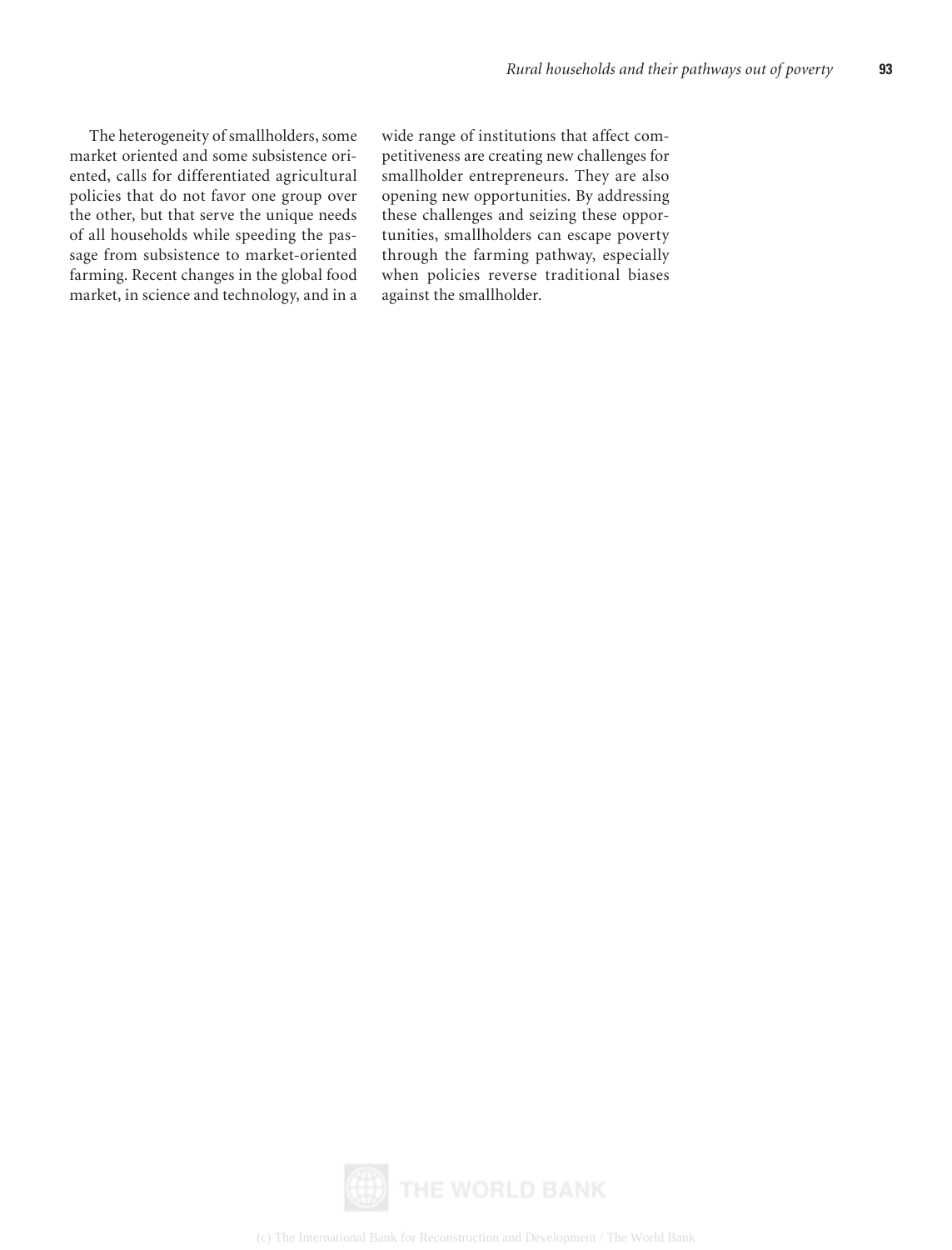The heterogeneity of smallholders, some market oriented and some subsistence oriented, calls for differentiated agricultural policies that do not favor one group over the other, but that serve the unique needs of all households while speeding the passage from subsistence to market-oriented farming. Recent changes in the global food market, in science and technology, and in a wide range of institutions that affect competitiveness are creating new challenges for smallholder entrepreneurs. They are also opening new opportunities. By addressing these challenges and seizing these opportunities, smallholders can escape poverty through the farming pathway, especially when policies reverse traditional biases against the smallholder.